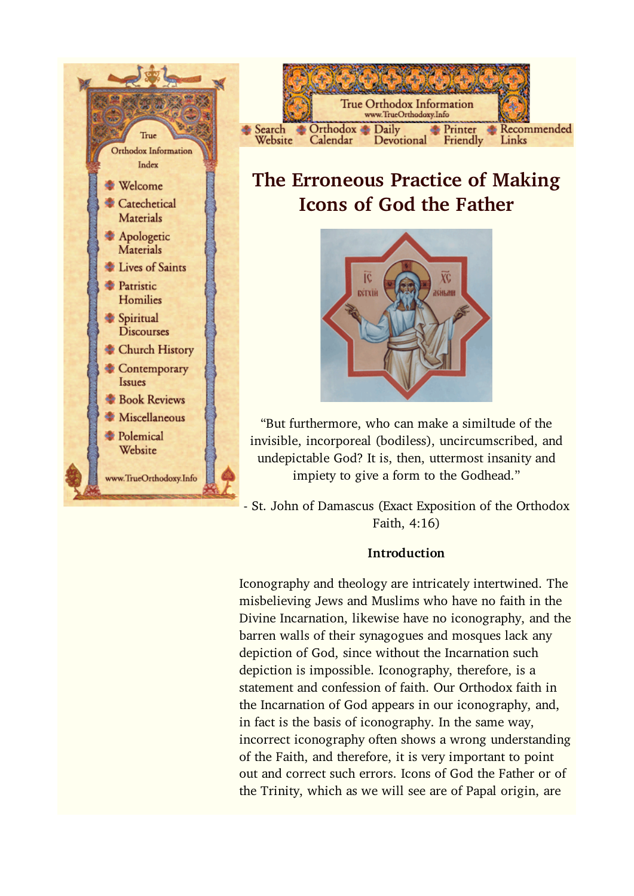True Orthodox Information Index

- Welcome
- Catechetical Materials
- Apologetic Materials
- Lives of Saints
- Patristic Homilies
- Spiritual Discourses
- Church History
- Contemporary Issues
- Book Reviews
- Miscellaneous
- Polemical Website

www.TrueOrthodoxy.Info

True Orthodox Information
www.TrueOrthodoxy.Info

Search Website | Orthodox Calendar | Daily Devotional | Printer Friendly | Recommended Links

# The Erroneous Practice of Making Icons of God the Father

"But furthermore, who can make a similtude of the invisible, incorporeal (bodiless), uncircumscribed, and undepictable God? It is, then, uttermost insanity and impiety to give a form to the Godhead."

- St. John of Damascus (Exact Exposition of the Orthodox Faith, 4:16)

**Introduction**

Iconography and theology are intricately intertwined. The misbelieving Jews and Muslims who have no faith in the Divine Incarnation, likewise have no iconography, and the barren walls of their synagogues and mosques lack any depiction of God, since without the Incarnation such depiction is impossible. Iconography, therefore, is a statement and confession of faith. Our Orthodox faith in the Incarnation of God appears in our iconography, and, in fact is the basis of iconography. In the same way, incorrect iconography often shows a wrong understanding of the Faith, and therefore, it is very important to point out and correct such errors. Icons of God the Father or of the Trinity, which as we will see are of Papal origin, are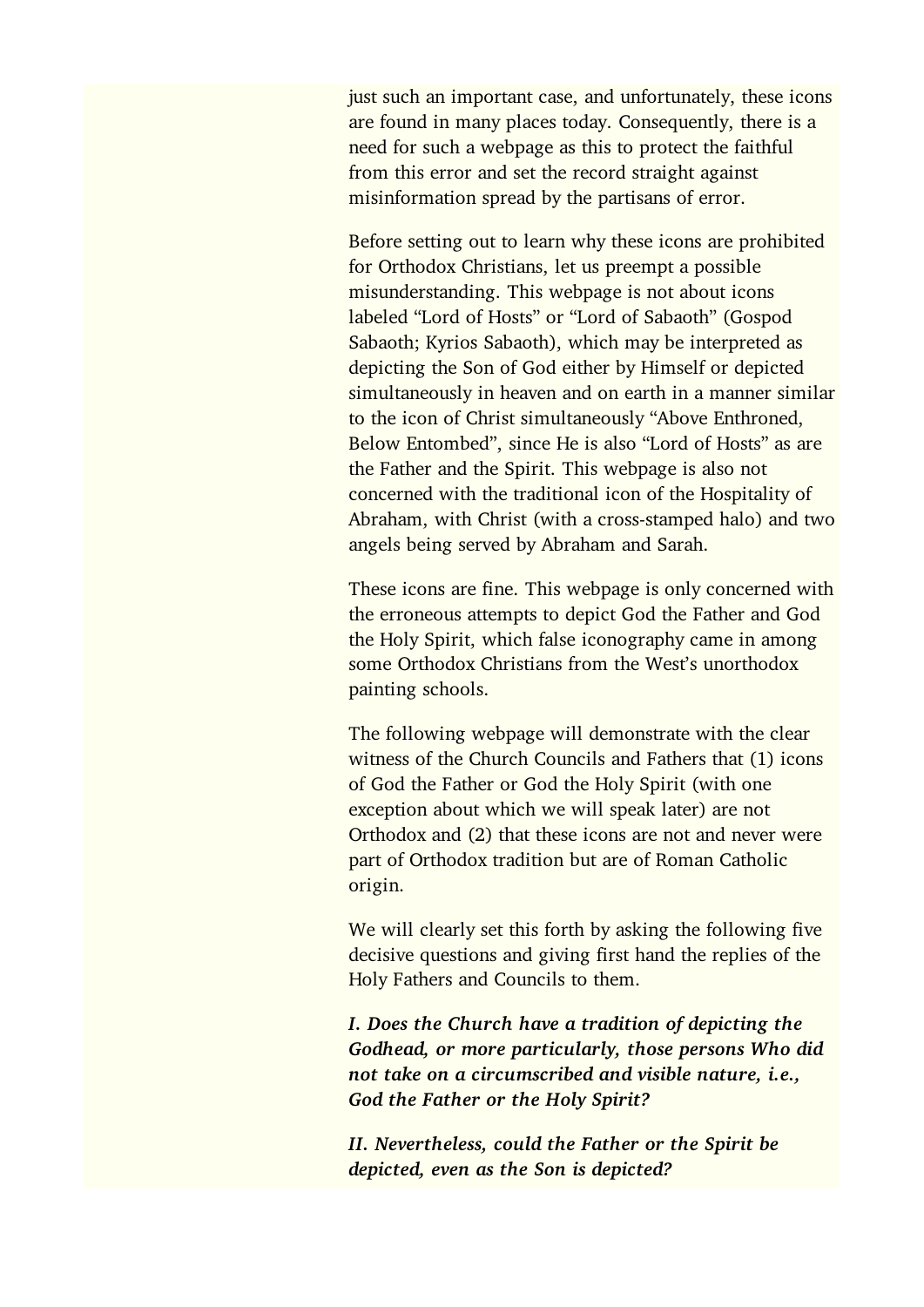just such an important case, and unfortunately, these icons are found in many places today. Consequently, there is a need for such a webpage as this to protect the faithful from this error and set the record straight against misinformation spread by the partisans of error.

Before setting out to learn why these icons are prohibited for Orthodox Christians, let us preempt a possible misunderstanding. This webpage is not about icons labeled “Lord of Hosts” or “Lord of Sabaoth” (Gospod Sabaoth; Kyrios Sabaoth), which may be interpreted as depicting the Son of God either by Himself or depicted simultaneously in heaven and on earth in a manner similar to the icon of Christ simultaneously “Above Enthroned, Below Entombed”, since He is also “Lord of Hosts” as are the Father and the Spirit. This webpage is also not concerned with the traditional icon of the Hospitality of Abraham, with Christ (with a cross-stamped halo) and two angels being served by Abraham and Sarah.

These icons are fine. This webpage is only concerned with the erroneous attempts to depict God the Father and God the Holy Spirit, which false iconography came in among some Orthodox Christians from the West’s unorthodox painting schools.

The following webpage will demonstrate with the clear witness of the Church Councils and Fathers that (1) icons of God the Father or God the Holy Spirit (with one exception about which we will speak later) are not Orthodox and (2) that these icons are not and never were part of Orthodox tradition but are of Roman Catholic origin.

We will clearly set this forth by asking the following five decisive questions and giving first hand the replies of the Holy Fathers and Councils to them.

***I. Does the Church have a tradition of depicting the Godhead, or more particularly, those persons Who did not take on a circumscribed and visible nature, i.e., God the Father or the Holy Spirit?***

***II. Nevertheless, could the Father or the Spirit be depicted, even as the Son is depicted?***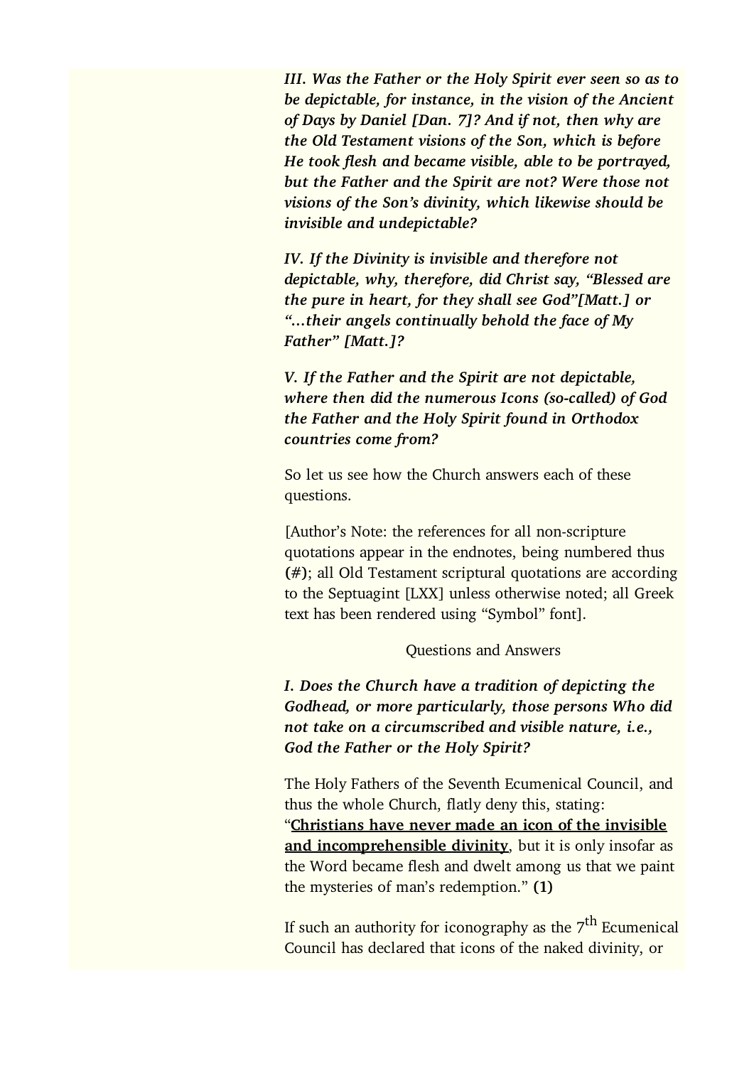***III. Was the Father or the Holy Spirit ever seen so as to be depictable, for instance, in the vision of the Ancient of Days by Daniel [Dan. 7]? And if not, then why are the Old Testament visions of the Son, which is before He took flesh and became visible, able to be portrayed, but the Father and the Spirit are not? Were those not visions of the Son's divinity, which likewise should be invisible and undepictable?***

***IV. If the Divinity is invisible and therefore not depictable, why, therefore, did Christ say, "Blessed are the pure in heart, for they shall see God"[Matt.] or "...their angels continually behold the face of My Father" [Matt.]?***

***V. If the Father and the Spirit are not depictable, where then did the numerous Icons (so-called) of God the Father and the Holy Spirit found in Orthodox countries come from?***

So let us see how the Church answers each of these questions.

[Author's Note: the references for all non-scripture quotations appear in the endnotes, being numbered thus **(#)**; all Old Testament scriptural quotations are according to the Septuagint [LXX] unless otherwise noted; all Greek text has been rendered using "Symbol" font].

Questions and Answers

***I. Does the Church have a tradition of depicting the Godhead, or more particularly, those persons Who did not take on a circumscribed and visible nature, i.e., God the Father or the Holy Spirit?***

The Holy Fathers of the Seventh Ecumenical Council, and thus the whole Church, flatly deny this, stating: "**Christians have never made an icon of the invisible and incomprehensible divinity**, but it is only insofar as the Word became flesh and dwelt among us that we paint the mysteries of man's redemption." **(1)**

If such an authority for iconography as the 7th Ecumenical Council has declared that icons of the naked divinity, or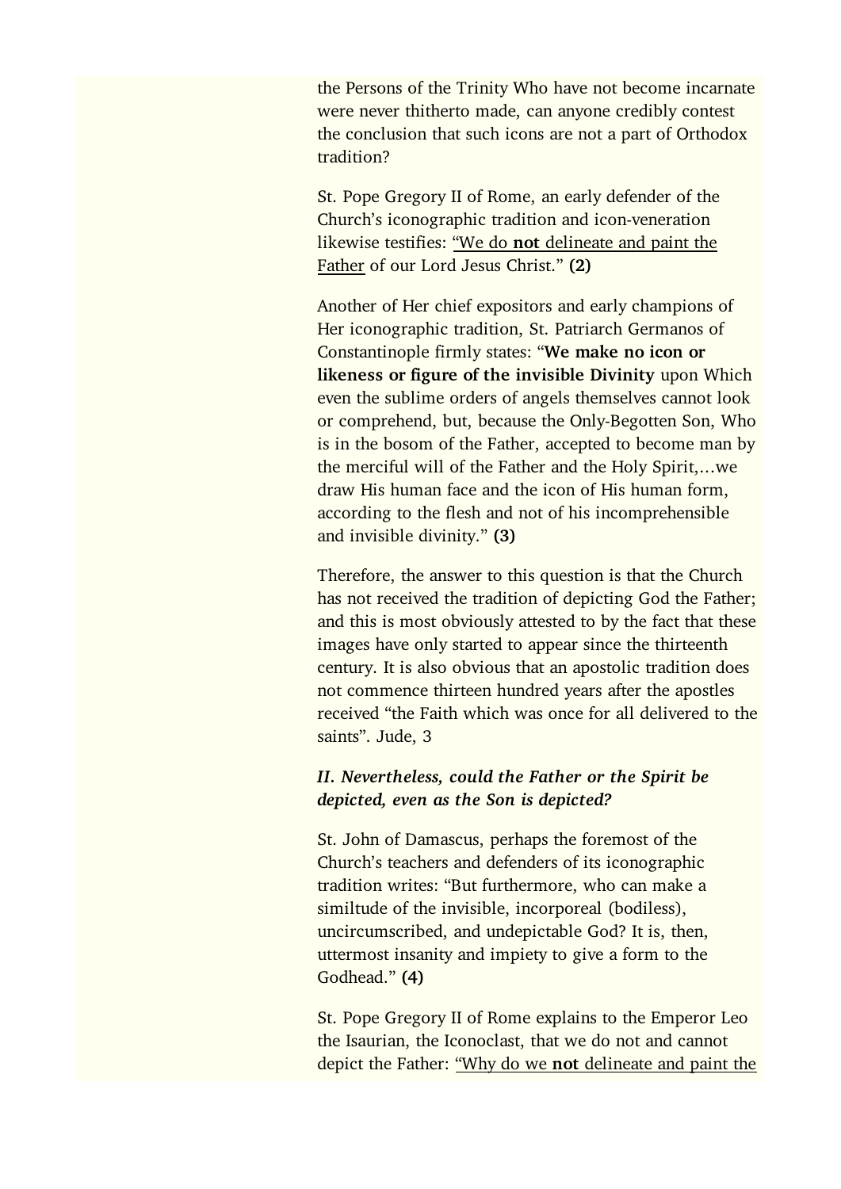the Persons of the Trinity Who have not become incarnate were never thitherto made, can anyone credibly contest the conclusion that such icons are not a part of Orthodox tradition?

St. Pope Gregory II of Rome, an early defender of the Church's iconographic tradition and icon-veneration likewise testifies: <u>"We do **not** delineate and paint the Father</u> of our Lord Jesus Christ." **(2)**

Another of Her chief expositors and early champions of Her iconographic tradition, St. Patriarch Germanos of Constantinople firmly states: "**We make no icon or likeness or figure of the invisible Divinity** upon Which even the sublime orders of angels themselves cannot look or comprehend, but, because the Only-Begotten Son, Who is in the bosom of the Father, accepted to become man by the merciful will of the Father and the Holy Spirit,…we draw His human face and the icon of His human form, according to the flesh and not of his incomprehensible and invisible divinity." **(3)**

Therefore, the answer to this question is that the Church has not received the tradition of depicting God the Father; and this is most obviously attested to by the fact that these images have only started to appear since the thirteenth century. It is also obvious that an apostolic tradition does not commence thirteen hundred years after the apostles received "the Faith which was once for all delivered to the saints". Jude, 3

### *II. Nevertheless, could the Father or the Spirit be depicted, even as the Son is depicted?*

St. John of Damascus, perhaps the foremost of the Church's teachers and defenders of its iconographic tradition writes: "But furthermore, who can make a similtude of the invisible, incorporeal (bodiless), uncircumscribed, and undepictable God? It is, then, uttermost insanity and impiety to give a form to the Godhead." **(4)**

St. Pope Gregory II of Rome explains to the Emperor Leo the Isaurian, the Iconoclast, that we do not and cannot depict the Father: <u>"Why do we **not** delineate and paint the</u>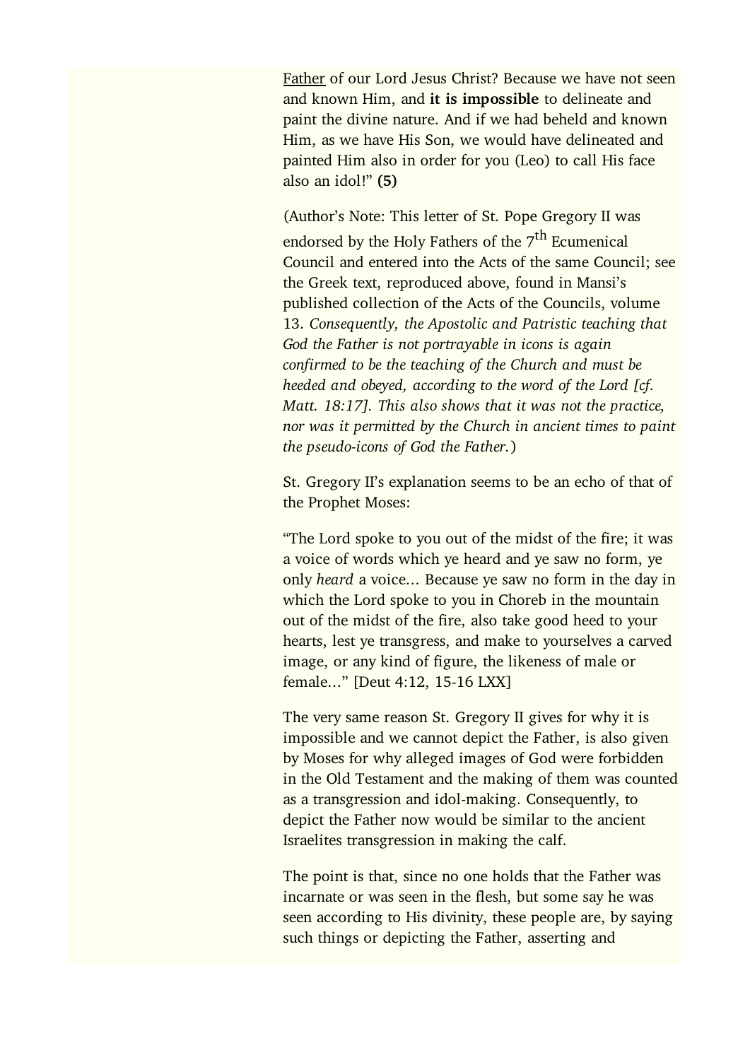Father of our Lord Jesus Christ? Because we have not seen and known Him, and **it is impossible** to delineate and paint the divine nature. And if we had beheld and known Him, as we have His Son, we would have delineated and painted Him also in order for you (Leo) to call His face also an idol!" **(5)**

(Author's Note: This letter of St. Pope Gregory II was endorsed by the Holy Fathers of the 7th Ecumenical Council and entered into the Acts of the same Council; see the Greek text, reproduced above, found in Mansi's published collection of the Acts of the Councils, volume 13. *Consequently, the Apostolic and Patristic teaching that God the Father is not portrayable in icons is again confirmed to be the teaching of the Church and must be heeded and obeyed, according to the word of the Lord [cf. Matt. 18:17]. This also shows that it was not the practice, nor was it permitted by the Church in ancient times to paint the pseudo-icons of God the Father.*)

St. Gregory II's explanation seems to be an echo of that of the Prophet Moses:

"The Lord spoke to you out of the midst of the fire; it was a voice of words which ye heard and ye saw no form, ye only *heard* a voice... Because ye saw no form in the day in which the Lord spoke to you in Choreb in the mountain out of the midst of the fire, also take good heed to your hearts, lest ye transgress, and make to yourselves a carved image, or any kind of figure, the likeness of male or female..." [Deut 4:12, 15-16 LXX]

The very same reason St. Gregory II gives for why it is impossible and we cannot depict the Father, is also given by Moses for why alleged images of God were forbidden in the Old Testament and the making of them was counted as a transgression and idol-making. Consequently, to depict the Father now would be similar to the ancient Israelites transgression in making the calf.

The point is that, since no one holds that the Father was incarnate or was seen in the flesh, but some say he was seen according to His divinity, these people are, by saying such things or depicting the Father, asserting and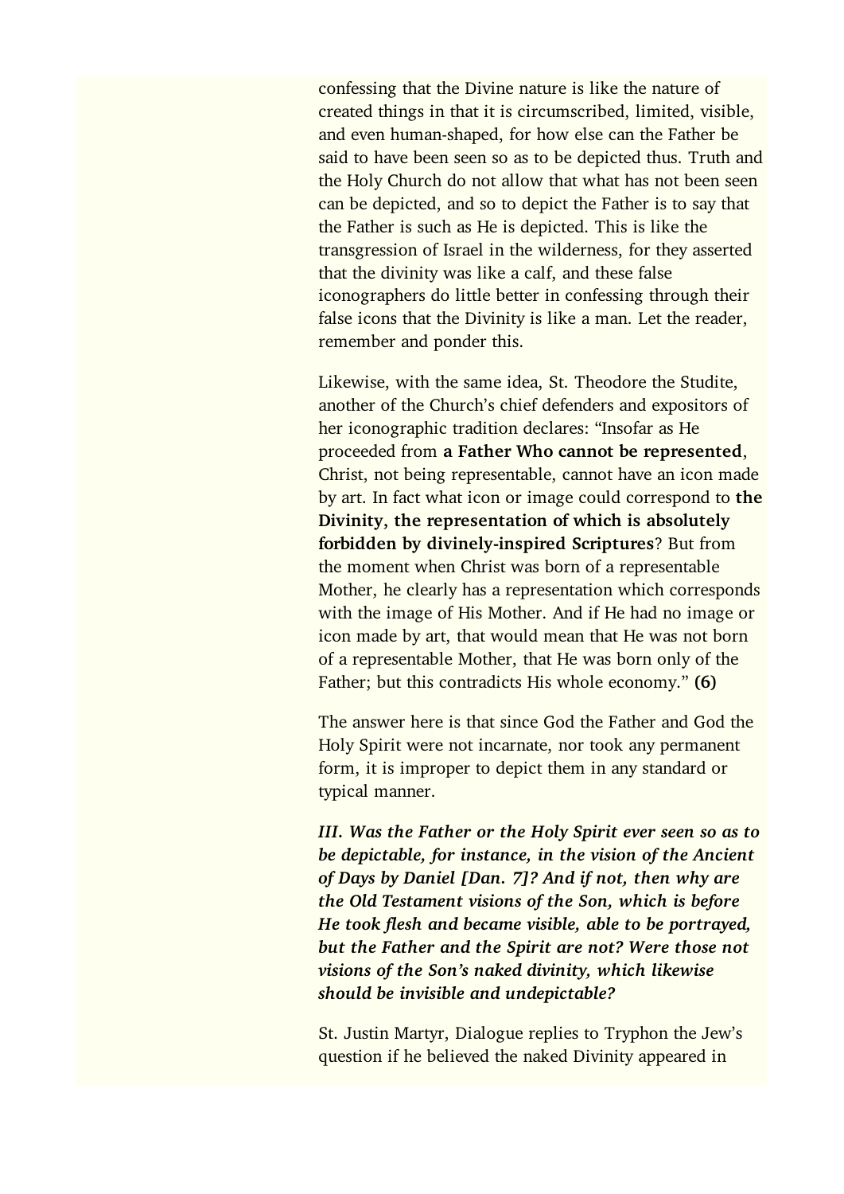confessing that the Divine nature is like the nature of created things in that it is circumscribed, limited, visible, and even human-shaped, for how else can the Father be said to have been seen so as to be depicted thus. Truth and the Holy Church do not allow that what has not been seen can be depicted, and so to depict the Father is to say that the Father is such as He is depicted. This is like the transgression of Israel in the wilderness, for they asserted that the divinity was like a calf, and these false iconographers do little better in confessing through their false icons that the Divinity is like a man. Let the reader, remember and ponder this.

Likewise, with the same idea, St. Theodore the Studite, another of the Church's chief defenders and expositors of her iconographic tradition declares: "Insofar as He proceeded from **a Father Who cannot be represented**, Christ, not being representable, cannot have an icon made by art. In fact what icon or image could correspond to **the Divinity, the representation of which is absolutely forbidden by divinely-inspired Scriptures**? But from the moment when Christ was born of a representable Mother, he clearly has a representation which corresponds with the image of His Mother. And if He had no image or icon made by art, that would mean that He was not born of a representable Mother, that He was born only of the Father; but this contradicts His whole economy." **(6)**

The answer here is that since God the Father and God the Holy Spirit were not incarnate, nor took any permanent form, it is improper to depict them in any standard or typical manner.

***III. Was the Father or the Holy Spirit ever seen so as to be depictable, for instance, in the vision of the Ancient of Days by Daniel [Dan. 7]? And if not, then why are the Old Testament visions of the Son, which is before He took flesh and became visible, able to be portrayed, but the Father and the Spirit are not? Were those not visions of the Son's naked divinity, which likewise should be invisible and undepictable?***

St. Justin Martyr, Dialogue replies to Tryphon the Jew's question if he believed the naked Divinity appeared in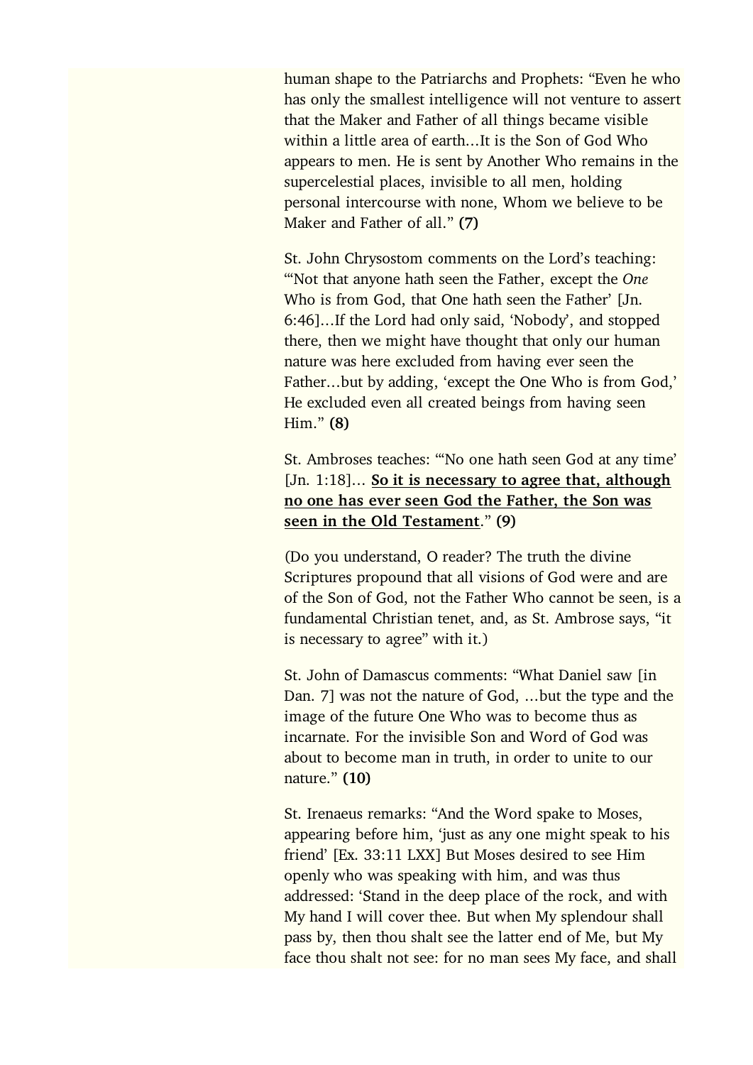human shape to the Patriarchs and Prophets: "Even he who has only the smallest intelligence will not venture to assert that the Maker and Father of all things became visible within a little area of earth…It is the Son of God Who appears to men. He is sent by Another Who remains in the supercelestial places, invisible to all men, holding personal intercourse with none, Whom we believe to be Maker and Father of all." **(7)**

St. John Chrysostom comments on the Lord's teaching: "'Not that anyone hath seen the Father, except the *One* Who is from God, that One hath seen the Father' [Jn. 6:46]…If the Lord had only said, 'Nobody', and stopped there, then we might have thought that only our human nature was here excluded from having ever seen the Father…but by adding, 'except the One Who is from God,' He excluded even all created beings from having seen Him." **(8)**

St. Ambroses teaches: "'No one hath seen God at any time' [Jn. 1:18]… **<u>So it is necessary to agree that, although no one has ever seen God the Father, the Son was seen in the Old Testament</u>**." **(9)**

(Do you understand, O reader? The truth the divine Scriptures propound that all visions of God were and are of the Son of God, not the Father Who cannot be seen, is a fundamental Christian tenet, and, as St. Ambrose says, "it is necessary to agree" with it.)

St. John of Damascus comments: "What Daniel saw [in Dan. 7] was not the nature of God, …but the type and the image of the future One Who was to become thus as incarnate. For the invisible Son and Word of God was about to become man in truth, in order to unite to our nature." **(10)**

St. Irenaeus remarks: "And the Word spake to Moses, appearing before him, 'just as any one might speak to his friend' [Ex. 33:11 LXX] But Moses desired to see Him openly who was speaking with him, and was thus addressed: 'Stand in the deep place of the rock, and with My hand I will cover thee. But when My splendour shall pass by, then thou shalt see the latter end of Me, but My face thou shalt not see: for no man sees My face, and shall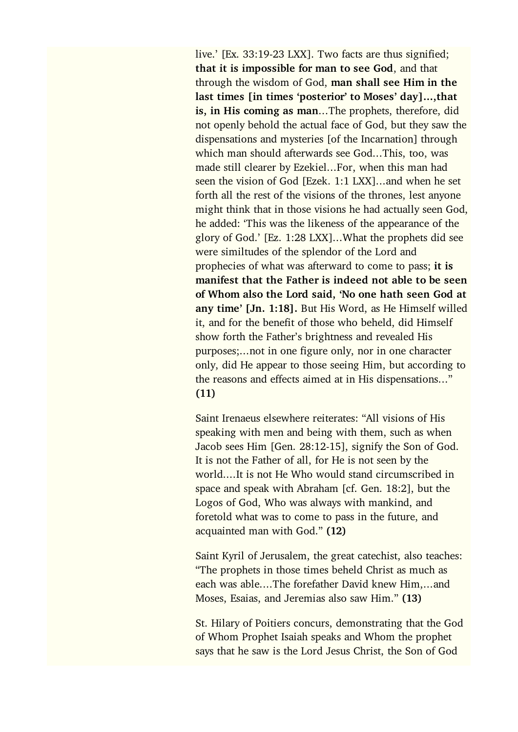live.' [Ex. 33:19-23 LXX]. Two facts are thus signified; **that it is impossible for man to see God**, and that through the wisdom of God, **man shall see Him in the last times [in times 'posterior' to Moses' day]...,that is, in His coming as man**...The prophets, therefore, did not openly behold the actual face of God, but they saw the dispensations and mysteries [of the Incarnation] through which man should afterwards see God...This, too, was made still clearer by Ezekiel...For, when this man had seen the vision of God [Ezek. 1:1 LXX]...and when he set forth all the rest of the visions of the thrones, lest anyone might think that in those visions he had actually seen God, he added: 'This was the likeness of the appearance of the glory of God.' [Ez. 1:28 LXX]...What the prophets did see were similtudes of the splendor of the Lord and prophecies of what was afterward to come to pass; **it is manifest that the Father is indeed not able to be seen of Whom also the Lord said, 'No one hath seen God at any time' [Jn. 1:18].** But His Word, as He Himself willed it, and for the benefit of those who beheld, did Himself show forth the Father's brightness and revealed His purposes;...not in one figure only, nor in one character only, did He appear to those seeing Him, but according to the reasons and effects aimed at in His dispensations..." **(11)**

Saint Irenaeus elsewhere reiterates: "All visions of His speaking with men and being with them, such as when Jacob sees Him [Gen. 28:12-15], signify the Son of God. It is not the Father of all, for He is not seen by the world....It is not He Who would stand circumscribed in space and speak with Abraham [cf. Gen. 18:2], but the Logos of God, Who was always with mankind, and foretold what was to come to pass in the future, and acquainted man with God." **(12)**

Saint Kyril of Jerusalem, the great catechist, also teaches: "The prophets in those times beheld Christ as much as each was able....The forefather David knew Him,...and Moses, Esaias, and Jeremias also saw Him." **(13)**

St. Hilary of Poitiers concurs, demonstrating that the God of Whom Prophet Isaiah speaks and Whom the prophet says that he saw is the Lord Jesus Christ, the Son of God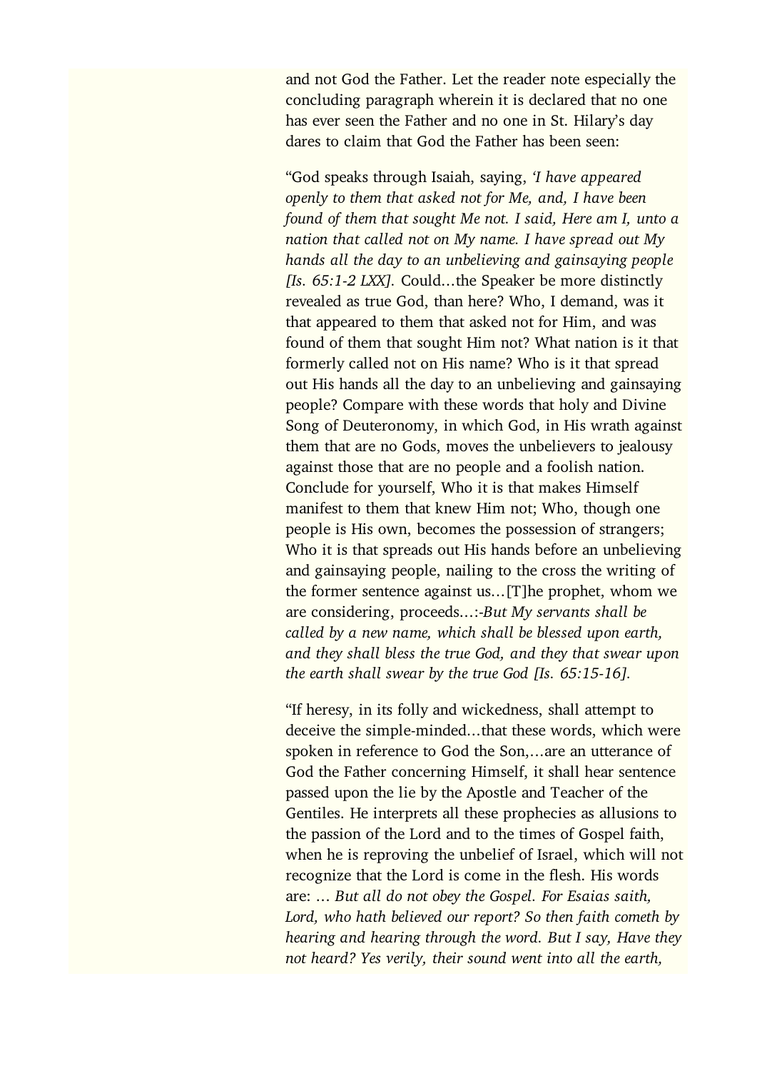and not God the Father. Let the reader note especially the concluding paragraph wherein it is declared that no one has ever seen the Father and no one in St. Hilary's day dares to claim that God the Father has been seen:

"God speaks through Isaiah, saying, *'I have appeared openly to them that asked not for Me, and, I have been found of them that sought Me not. I said, Here am I, unto a nation that called not on My name. I have spread out My hands all the day to an unbelieving and gainsaying people [Is. 65:1-2 LXX].* Could…the Speaker be more distinctly revealed as true God, than here? Who, I demand, was it that appeared to them that asked not for Him, and was found of them that sought Him not? What nation is it that formerly called not on His name? Who is it that spread out His hands all the day to an unbelieving and gainsaying people? Compare with these words that holy and Divine Song of Deuteronomy, in which God, in His wrath against them that are no Gods, moves the unbelievers to jealousy against those that are no people and a foolish nation. Conclude for yourself, Who it is that makes Himself manifest to them that knew Him not; Who, though one people is His own, becomes the possession of strangers; Who it is that spreads out His hands before an unbelieving and gainsaying people, nailing to the cross the writing of the former sentence against us…[T]he prophet, whom we are considering, proceeds…:-*But My servants shall be called by a new name, which shall be blessed upon earth, and they shall bless the true God, and they that swear upon the earth shall swear by the true God [Is. 65:15-16].*

"If heresy, in its folly and wickedness, shall attempt to deceive the simple-minded…that these words, which were spoken in reference to God the Son,…are an utterance of God the Father concerning Himself, it shall hear sentence passed upon the lie by the Apostle and Teacher of the Gentiles. He interprets all these prophecies as allusions to the passion of the Lord and to the times of Gospel faith, when he is reproving the unbelief of Israel, which will not recognize that the Lord is come in the flesh. His words are: … *But all do not obey the Gospel. For Esaias saith, Lord, who hath believed our report? So then faith cometh by hearing and hearing through the word. But I say, Have they not heard? Yes verily, their sound went into all the earth,*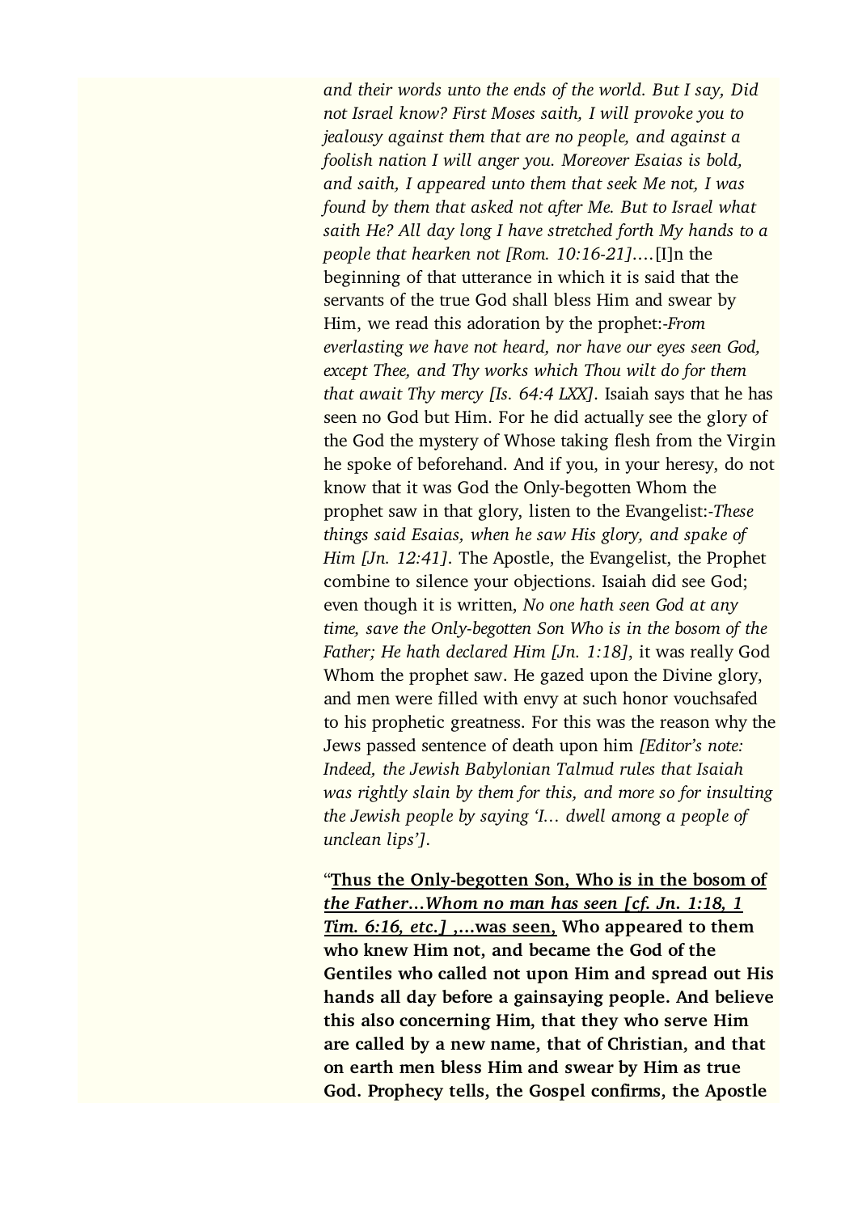*and their words unto the ends of the world. But I say, Did not Israel know? First Moses saith, I will provoke you to jealousy against them that are no people, and against a foolish nation I will anger you. Moreover Esaias is bold, and saith, I appeared unto them that seek Me not, I was found by them that asked not after Me. But to Israel what saith He? All day long I have stretched forth My hands to a people that hearken not [Rom. 10:16-21]*....[I]n the beginning of that utterance in which it is said that the servants of the true God shall bless Him and swear by Him, we read this adoration by the prophet:-*From everlasting we have not heard, nor have our eyes seen God, except Thee, and Thy works which Thou wilt do for them that await Thy mercy [Is. 64:4 LXX]*. Isaiah says that he has seen no God but Him. For he did actually see the glory of the God the mystery of Whose taking flesh from the Virgin he spoke of beforehand. And if you, in your heresy, do not know that it was God the Only-begotten Whom the prophet saw in that glory, listen to the Evangelist:-*These things said Esaias, when he saw His glory, and spake of Him [Jn. 12:41]*. The Apostle, the Evangelist, the Prophet combine to silence your objections. Isaiah did see God; even though it is written, *No one hath seen God at any time, save the Only-begotten Son Who is in the bosom of the Father; He hath declared Him [Jn. 1:18]*, it was really God Whom the prophet saw. He gazed upon the Divine glory, and men were filled with envy at such honor vouchsafed to his prophetic greatness. For this was the reason why the Jews passed sentence of death upon him *[Editor's note: Indeed, the Jewish Babylonian Talmud rules that Isaiah was rightly slain by them for this, and more so for insulting the Jewish people by saying 'I... dwell among a people of unclean lips']*.

"**<u>Thus the Only-begotten Son, Who is in the bosom of *the Father...Whom no man has seen [cf. Jn. 1:18, 1 Tim. 6:16, etc.]* ,...was seen,</u> Who appeared to them who knew Him not, and became the God of the Gentiles who called not upon Him and spread out His hands all day before a gainsaying people. And believe this also concerning Him, that they who serve Him are called by a new name, that of Christian, and that on earth men bless Him and swear by Him as true God. Prophecy tells, the Gospel confirms, the Apostle**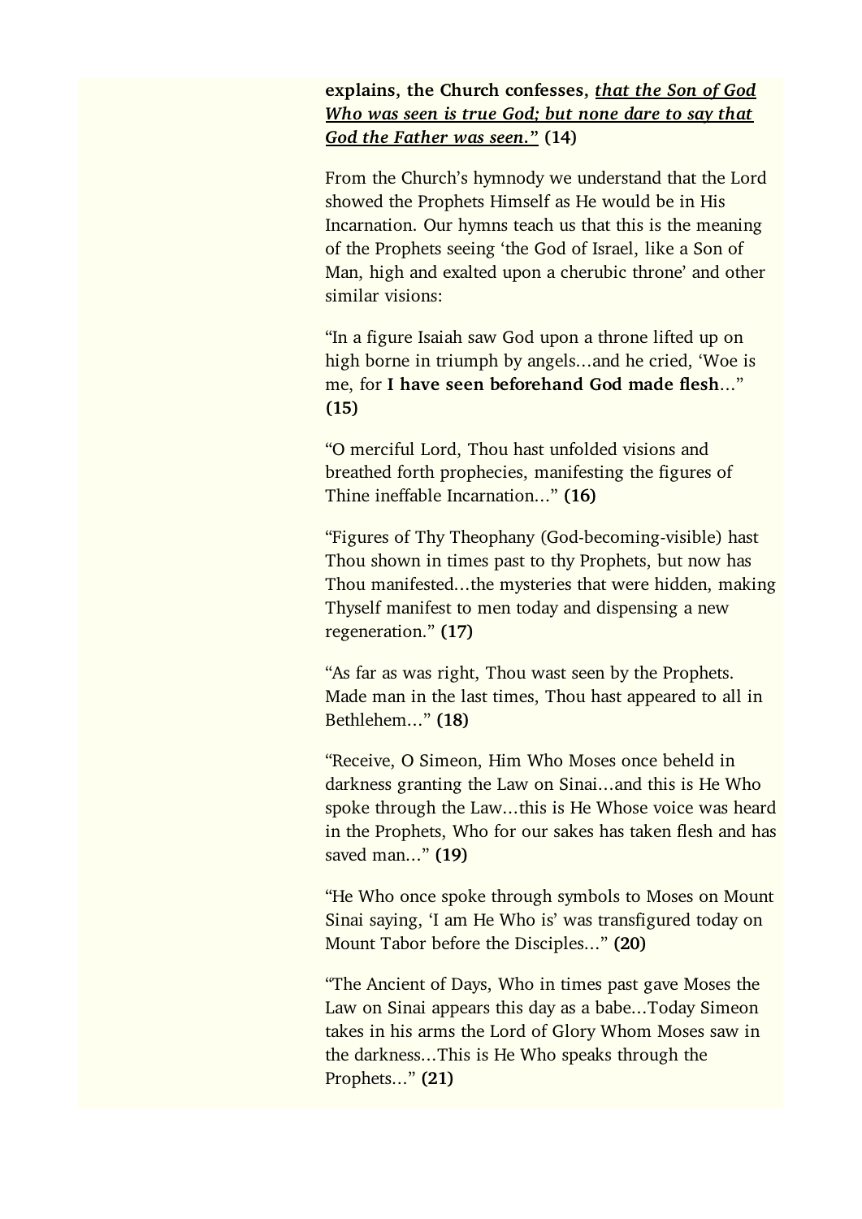**explains, the Church confesses, _that the Son of God Who was seen is true God; but none dare to say that God the Father was seen."_ (14)**

From the Church's hymnody we understand that the Lord showed the Prophets Himself as He would be in His Incarnation. Our hymns teach us that this is the meaning of the Prophets seeing 'the God of Israel, like a Son of Man, high and exalted upon a cherubic throne' and other similar visions:

"In a figure Isaiah saw God upon a throne lifted up on high borne in triumph by angels…and he cried, 'Woe is me, for **I have seen beforehand God made flesh**…" **(15)**

"O merciful Lord, Thou hast unfolded visions and breathed forth prophecies, manifesting the figures of Thine ineffable Incarnation…" **(16)**

"Figures of Thy Theophany (God-becoming-visible) hast Thou shown in times past to thy Prophets, but now has Thou manifested…the mysteries that were hidden, making Thyself manifest to men today and dispensing a new regeneration." **(17)**

"As far as was right, Thou wast seen by the Prophets. Made man in the last times, Thou hast appeared to all in Bethlehem…" **(18)**

"Receive, O Simeon, Him Who Moses once beheld in darkness granting the Law on Sinai…and this is He Who spoke through the Law…this is He Whose voice was heard in the Prophets, Who for our sakes has taken flesh and has saved man…" **(19)**

"He Who once spoke through symbols to Moses on Mount Sinai saying, 'I am He Who is' was transfigured today on Mount Tabor before the Disciples…" **(20)**

"The Ancient of Days, Who in times past gave Moses the Law on Sinai appears this day as a babe…Today Simeon takes in his arms the Lord of Glory Whom Moses saw in the darkness…This is He Who speaks through the Prophets…" **(21)**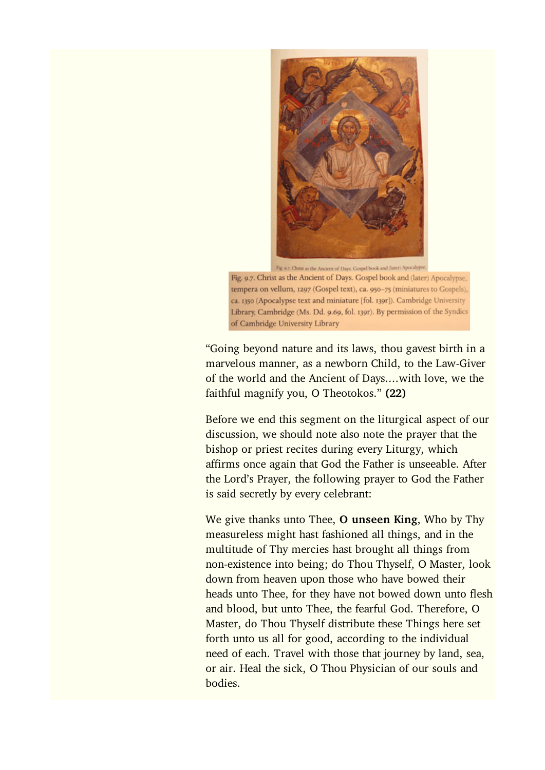Fig. 9.7. Christ as the Ancient of Days. Gospel book and (later) Apocalypse, tempera on vellum, 1297 (Gospel text), ca. 950–75 (miniatures to Gospels), ca. 1350 (Apocalypse text and miniature [fol. 139r]). Cambridge University Library, Cambridge (Ms. Dd. 9.69, fol. 139r). By permission of the Syndics of Cambridge University Library

"Going beyond nature and its laws, thou gavest birth in a marvelous manner, as a newborn Child, to the Law-Giver of the world and the Ancient of Days....with love, we the faithful magnify you, O Theotokos." **(22)**

Before we end this segment on the liturgical aspect of our discussion, we should note also note the prayer that the bishop or priest recites during every Liturgy, which affirms once again that God the Father is unseeable. After the Lord's Prayer, the following prayer to God the Father is said secretly by every celebrant:

We give thanks unto Thee, **O unseen King**, Who by Thy measureless might hast fashioned all things, and in the multitude of Thy mercies hast brought all things from non-existence into being; do Thou Thyself, O Master, look down from heaven upon those who have bowed their heads unto Thee, for they have not bowed down unto flesh and blood, but unto Thee, the fearful God. Therefore, O Master, do Thou Thyself distribute these Things here set forth unto us all for good, according to the individual need of each. Travel with those that journey by land, sea, or air. Heal the sick, O Thou Physician of our souls and bodies.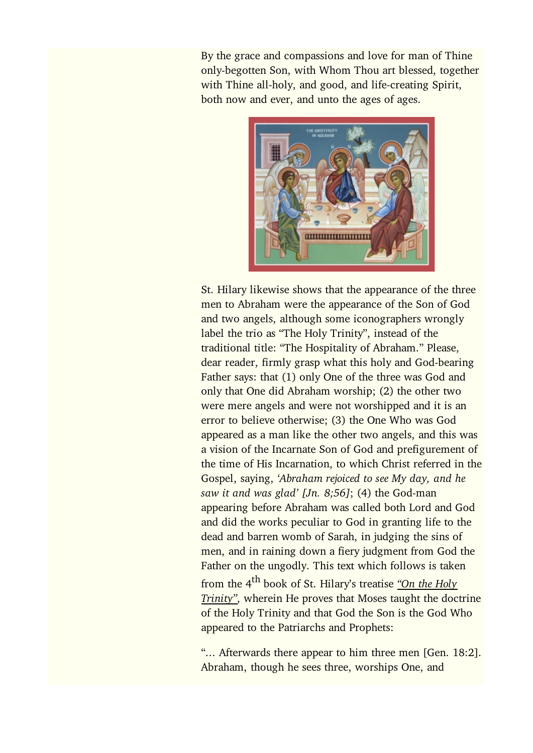By the grace and compassions and love for man of Thine only-begotten Son, with Whom Thou art blessed, together with Thine all-holy, and good, and life-creating Spirit, both now and ever, and unto the ages of ages.

St. Hilary likewise shows that the appearance of the three men to Abraham were the appearance of the Son of God and two angels, although some iconographers wrongly label the trio as "The Holy Trinity", instead of the traditional title: "The Hospitality of Abraham." Please, dear reader, firmly grasp what this holy and God-bearing Father says: that (1) only One of the three was God and only that One did Abraham worship; (2) the other two were mere angels and were not worshipped and it is an error to believe otherwise; (3) the One Who was God appeared as a man like the other two angels, and this was a vision of the Incarnate Son of God and prefigurement of the time of His Incarnation, to which Christ referred in the Gospel, saying, *'Abraham rejoiced to see My day, and he saw it and was glad' [Jn. 8;56]*; (4) the God-man appearing before Abraham was called both Lord and God and did the works peculiar to God in granting life to the dead and barren womb of Sarah, in judging the sins of men, and in raining down a fiery judgment from God the Father on the ungodly. This text which follows is taken from the 4th book of St. Hilary's treatise *"On the Holy Trinity"*, wherein He proves that Moses taught the doctrine of the Holy Trinity and that God the Son is the God Who appeared to the Patriarchs and Prophets:

"... Afterwards there appear to him three men [Gen. 18:2]. Abraham, though he sees three, worships One, and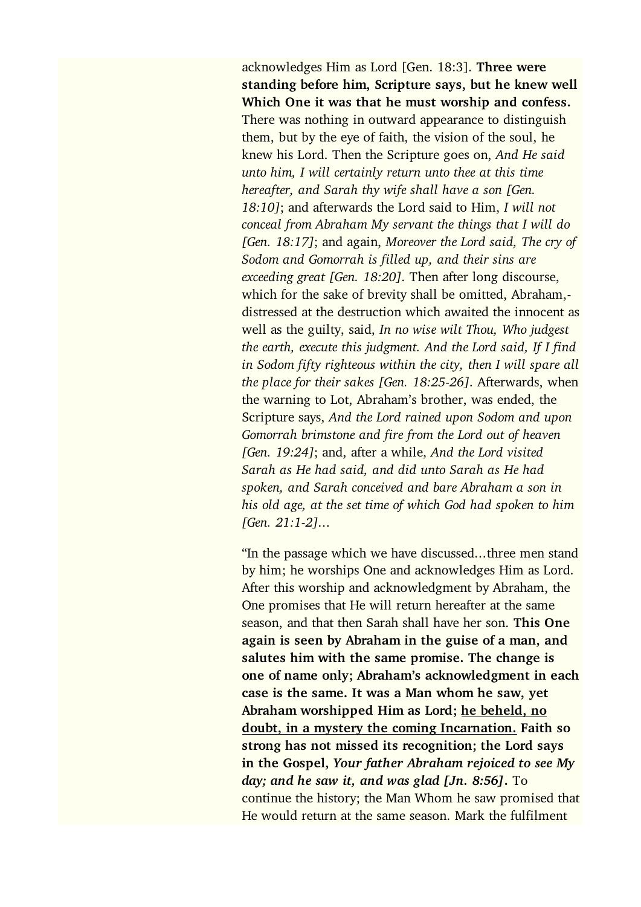acknowledges Him as Lord [Gen. 18:3]. **Three were standing before him, Scripture says, but he knew well Which One it was that he must worship and confess.** There was nothing in outward appearance to distinguish them, but by the eye of faith, the vision of the soul, he knew his Lord. Then the Scripture goes on, *And He said unto him, I will certainly return unto thee at this time hereafter, and Sarah thy wife shall have a son [Gen. 18:10]*; and afterwards the Lord said to Him, *I will not conceal from Abraham My servant the things that I will do [Gen. 18:17]*; and again, *Moreover the Lord said, The cry of Sodom and Gomorrah is filled up, and their sins are exceeding great [Gen. 18:20]*. Then after long discourse, which for the sake of brevity shall be omitted, Abraham,- distressed at the destruction which awaited the innocent as well as the guilty, said, *In no wise wilt Thou, Who judgest the earth, execute this judgment. And the Lord said, If I find in Sodom fifty righteous within the city, then I will spare all the place for their sakes [Gen. 18:25-26]*. Afterwards, when the warning to Lot, Abraham's brother, was ended, the Scripture says, *And the Lord rained upon Sodom and upon Gomorrah brimstone and fire from the Lord out of heaven [Gen. 19:24]*; and, after a while, *And the Lord visited Sarah as He had said, and did unto Sarah as He had spoken, and Sarah conceived and bare Abraham a son in his old age, at the set time of which God had spoken to him [Gen. 21:1-2]*...

"In the passage which we have discussed...three men stand by him; he worships One and acknowledges Him as Lord. After this worship and acknowledgment by Abraham, the One promises that He will return hereafter at the same season, and that then Sarah shall have her son. **This One again is seen by Abraham in the guise of a man, and salutes him with the same promise. The change is one of name only; Abraham's acknowledgment in each case is the same. It was a Man whom he saw, yet Abraham worshipped Him as Lord; <u>he beheld, no doubt, in a mystery the coming Incarnation.</u> Faith so strong has not missed its recognition; the Lord says in the Gospel, *Your father Abraham rejoiced to see My day; and he saw it, and was glad [Jn. 8:56]*.** To continue the history; the Man Whom he saw promised that He would return at the same season. Mark the fulfilment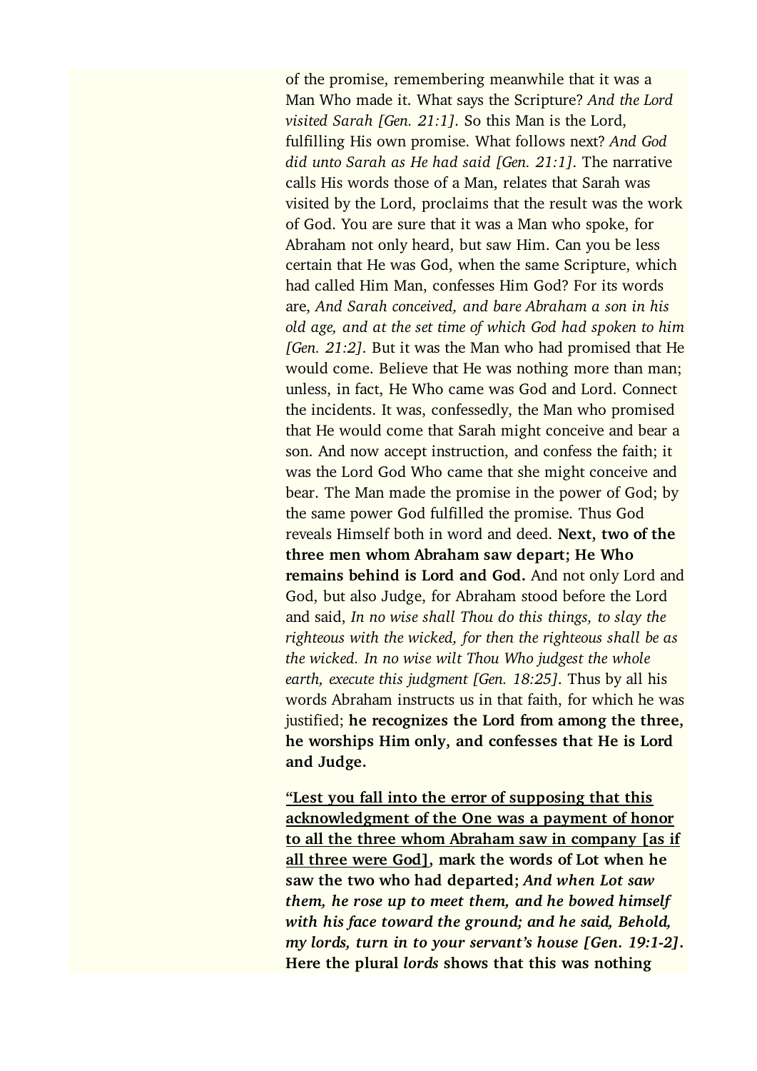of the promise, remembering meanwhile that it was a Man Who made it. What says the Scripture? *And the Lord visited Sarah [Gen. 21:1]*. So this Man is the Lord, fulfilling His own promise. What follows next? *And God did unto Sarah as He had said [Gen. 21:1]*. The narrative calls His words those of a Man, relates that Sarah was visited by the Lord, proclaims that the result was the work of God. You are sure that it was a Man who spoke, for Abraham not only heard, but saw Him. Can you be less certain that He was God, when the same Scripture, which had called Him Man, confesses Him God? For its words are, *And Sarah conceived, and bare Abraham a son in his old age, and at the set time of which God had spoken to him [Gen. 21:2]*. But it was the Man who had promised that He would come. Believe that He was nothing more than man; unless, in fact, He Who came was God and Lord. Connect the incidents. It was, confessedly, the Man who promised that He would come that Sarah might conceive and bear a son. And now accept instruction, and confess the faith; it was the Lord God Who came that she might conceive and bear. The Man made the promise in the power of God; by the same power God fulfilled the promise. Thus God reveals Himself both in word and deed. **Next, two of the three men whom Abraham saw depart; He Who remains behind is Lord and God.** And not only Lord and God, but also Judge, for Abraham stood before the Lord and said, *In no wise shall Thou do this things, to slay the righteous with the wicked, for then the righteous shall be as the wicked. In no wise wilt Thou Who judgest the whole earth, execute this judgment [Gen. 18:25]*. Thus by all his words Abraham instructs us in that faith, for which he was justified; **he recognizes the Lord from among the three, he worships Him only, and confesses that He is Lord and Judge.**

**<u>"Lest you fall into the error of supposing that this acknowledgment of the One was a payment of honor to all the three whom Abraham saw in company [as if all three were God]</u>, mark the words of Lot when he saw the two who had departed; *And when Lot saw them, he rose up to meet them, and he bowed himself with his face toward the ground; and he said, Behold, my lords, turn in to your servant's house [Gen. 19:1-2]*. Here the plural *lords* shows that this was nothing**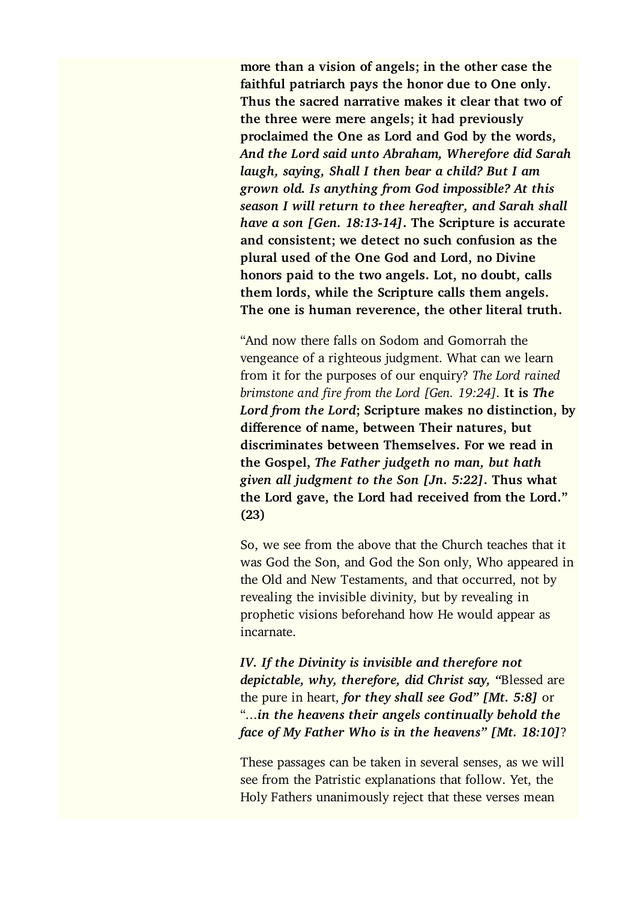**more than a vision of angels; in the other case the faithful patriarch pays the honor due to One only. Thus the sacred narrative makes it clear that two of the three were mere angels; it had previously proclaimed the One as Lord and God by the words,** ***And the Lord said unto Abraham, Wherefore did Sarah laugh, saying, Shall I then bear a child? But I am grown old. Is anything from God impossible? At this season I will return to thee hereafter, and Sarah shall have a son [Gen. 18:13-14]*****. The Scripture is accurate and consistent; we detect no such confusion as the plural used of the One God and Lord, no Divine honors paid to the two angels. Lot, no doubt, calls them lords, while the Scripture calls them angels. The one is human reverence, the other literal truth.**

"And now there falls on Sodom and Gomorrah the vengeance of a righteous judgment. What can we learn from it for the purposes of our enquiry? *The Lord rained brimstone and fire from the Lord [Gen. 19:24].* **It is** ***The Lord from the Lord*****; Scripture makes no distinction, by difference of name, between Their natures, but discriminates between Themselves. For we read in the Gospel,** ***The Father judgeth no man, but hath given all judgment to the Son [Jn. 5:22]*****. Thus what the Lord gave, the Lord had received from the Lord." (23)**

So, we see from the above that the Church teaches that it was God the Son, and God the Son only, Who appeared in the Old and New Testaments, and that occurred, not by revealing the invisible divinity, but by revealing in prophetic visions beforehand how He would appear as incarnate.

***IV. If the Divinity is invisible and therefore not depictable, why, therefore, did Christ say, "*****Blessed are the pure in heart,** ***for they shall see God" [Mt. 5:8]*** or "...***in the heavens their angels continually behold the face of My Father Who is in the heavens" [Mt. 18:10]***?

These passages can be taken in several senses, as we will see from the Patristic explanations that follow. Yet, the Holy Fathers unanimously reject that these verses mean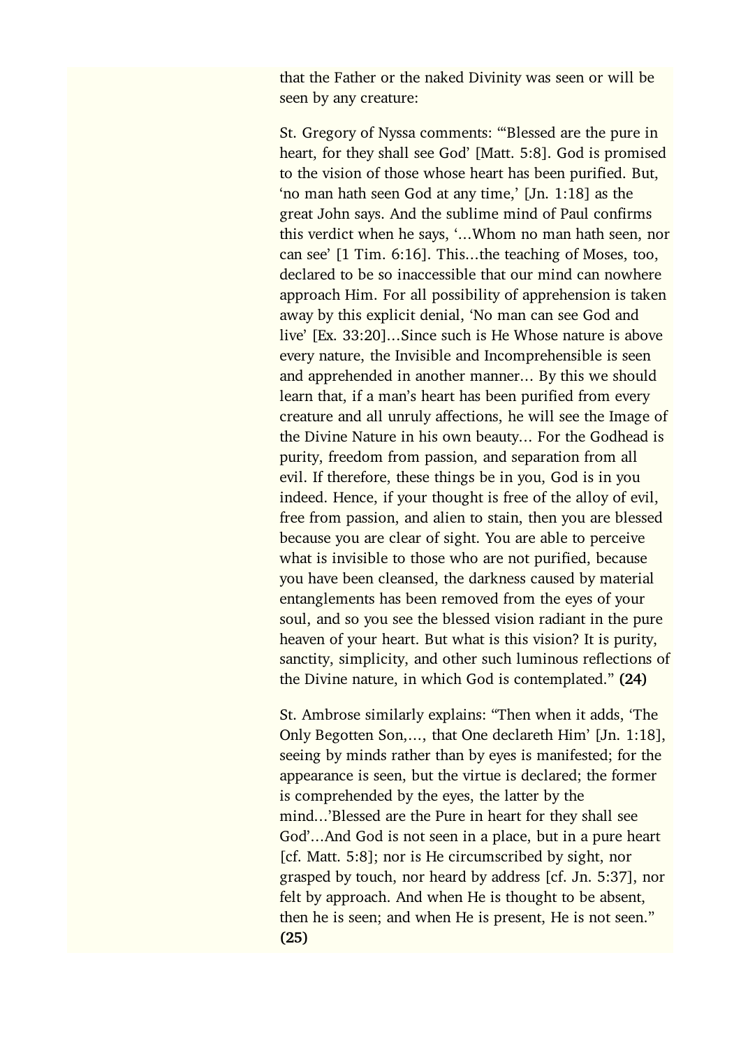that the Father or the naked Divinity was seen or will be seen by any creature:

St. Gregory of Nyssa comments: "'Blessed are the pure in heart, for they shall see God' [Matt. 5:8]. God is promised to the vision of those whose heart has been purified. But, 'no man hath seen God at any time,' [Jn. 1:18] as the great John says. And the sublime mind of Paul confirms this verdict when he says, '...Whom no man hath seen, nor can see' [1 Tim. 6:16]. This...the teaching of Moses, too, declared to be so inaccessible that our mind can nowhere approach Him. For all possibility of apprehension is taken away by this explicit denial, 'No man can see God and live' [Ex. 33:20]...Since such is He Whose nature is above every nature, the Invisible and Incomprehensible is seen and apprehended in another manner... By this we should learn that, if a man's heart has been purified from every creature and all unruly affections, he will see the Image of the Divine Nature in his own beauty... For the Godhead is purity, freedom from passion, and separation from all evil. If therefore, these things be in you, God is in you indeed. Hence, if your thought is free of the alloy of evil, free from passion, and alien to stain, then you are blessed because you are clear of sight. You are able to perceive what is invisible to those who are not purified, because you have been cleansed, the darkness caused by material entanglements has been removed from the eyes of your soul, and so you see the blessed vision radiant in the pure heaven of your heart. But what is this vision? It is purity, sanctity, simplicity, and other such luminous reflections of the Divine nature, in which God is contemplated." **(24)**

St. Ambrose similarly explains: "Then when it adds, 'The Only Begotten Son,..., that One declareth Him' [Jn. 1:18], seeing by minds rather than by eyes is manifested; for the appearance is seen, but the virtue is declared; the former is comprehended by the eyes, the latter by the mind...'Blessed are the Pure in heart for they shall see God'...And God is not seen in a place, but in a pure heart [cf. Matt. 5:8]; nor is He circumscribed by sight, nor grasped by touch, nor heard by address [cf. Jn. 5:37], nor felt by approach. And when He is thought to be absent, then he is seen; and when He is present, He is not seen." **(25)**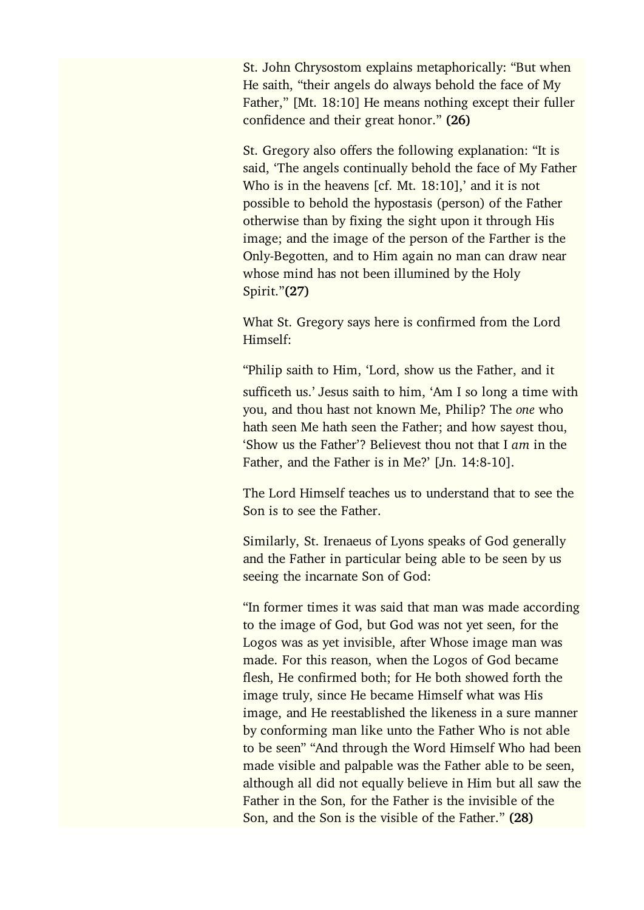St. John Chrysostom explains metaphorically: "But when He saith, "their angels do always behold the face of My Father," [Mt. 18:10] He means nothing except their fuller confidence and their great honor." **(26)**

St. Gregory also offers the following explanation: "It is said, 'The angels continually behold the face of My Father Who is in the heavens [cf. Mt. 18:10],' and it is not possible to behold the hypostasis (person) of the Father otherwise than by fixing the sight upon it through His image; and the image of the person of the Farther is the Only-Begotten, and to Him again no man can draw near whose mind has not been illumined by the Holy Spirit."**(27)**

What St. Gregory says here is confirmed from the Lord Himself:

"Philip saith to Him, 'Lord, show us the Father, and it sufficeth us.' Jesus saith to him, 'Am I so long a time with you, and thou hast not known Me, Philip? The *one* who hath seen Me hath seen the Father; and how sayest thou, 'Show us the Father'? Believest thou not that I *am* in the Father, and the Father is in Me?' [Jn. 14:8-10].

The Lord Himself teaches us to understand that to see the Son is to see the Father.

Similarly, St. Irenaeus of Lyons speaks of God generally and the Father in particular being able to be seen by us seeing the incarnate Son of God:

"In former times it was said that man was made according to the image of God, but God was not yet seen, for the Logos was as yet invisible, after Whose image man was made. For this reason, when the Logos of God became flesh, He confirmed both; for He both showed forth the image truly, since He became Himself what was His image, and He reestablished the likeness in a sure manner by conforming man like unto the Father Who is not able to be seen" "And through the Word Himself Who had been made visible and palpable was the Father able to be seen, although all did not equally believe in Him but all saw the Father in the Son, for the Father is the invisible of the Son, and the Son is the visible of the Father." **(28)**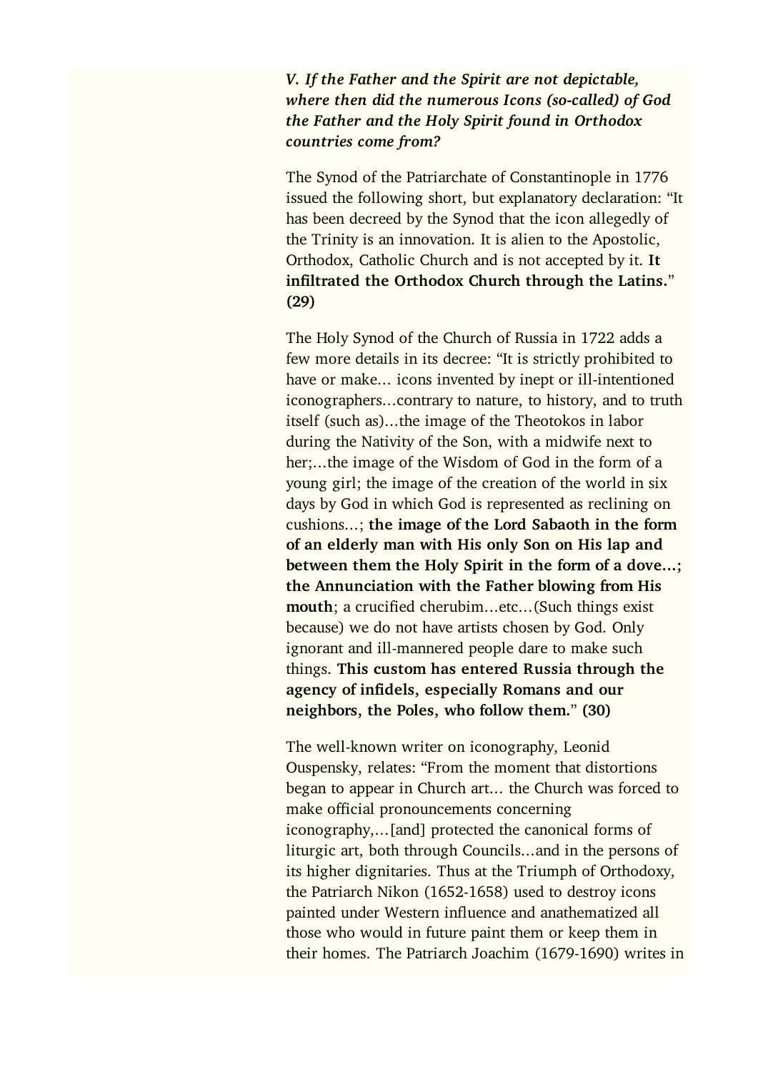***V. If the Father and the Spirit are not depictable, where then did the numerous Icons (so-called) of God the Father and the Holy Spirit found in Orthodox countries come from?***

The Synod of the Patriarchate of Constantinople in 1776 issued the following short, but explanatory declaration: “It has been decreed by the Synod that the icon allegedly of the Trinity is an innovation. It is alien to the Apostolic, Orthodox, Catholic Church and is not accepted by it. **It infiltrated the Orthodox Church through the Latins.**” **(29)**

The Holy Synod of the Church of Russia in 1722 adds a few more details in its decree: “It is strictly prohibited to have or make… icons invented by inept or ill-intentioned iconographers…contrary to nature, to history, and to truth itself (such as)…the image of the Theotokos in labor during the Nativity of the Son, with a midwife next to her;…the image of the Wisdom of God in the form of a young girl; the image of the creation of the world in six days by God in which God is represented as reclining on cushions…; **the image of the Lord Sabaoth in the form of an elderly man with His only Son on His lap and between them the Holy Spirit in the form of a dove…; the Annunciation with the Father blowing from His mouth**; a crucified cherubim…etc…(Such things exist because) we do not have artists chosen by God. Only ignorant and ill-mannered people dare to make such things. **This custom has entered Russia through the agency of infidels, especially Romans and our neighbors, the Poles, who follow them.**” **(30)**

The well-known writer on iconography, Leonid Ouspensky, relates: “From the moment that distortions began to appear in Church art… the Church was forced to make official pronouncements concerning iconography,…[and] protected the canonical forms of liturgic art, both through Councils…and in the persons of its higher dignitaries. Thus at the Triumph of Orthodoxy, the Patriarch Nikon (1652-1658) used to destroy icons painted under Western influence and anathematized all those who would in future paint them or keep them in their homes. The Patriarch Joachim (1679-1690) writes in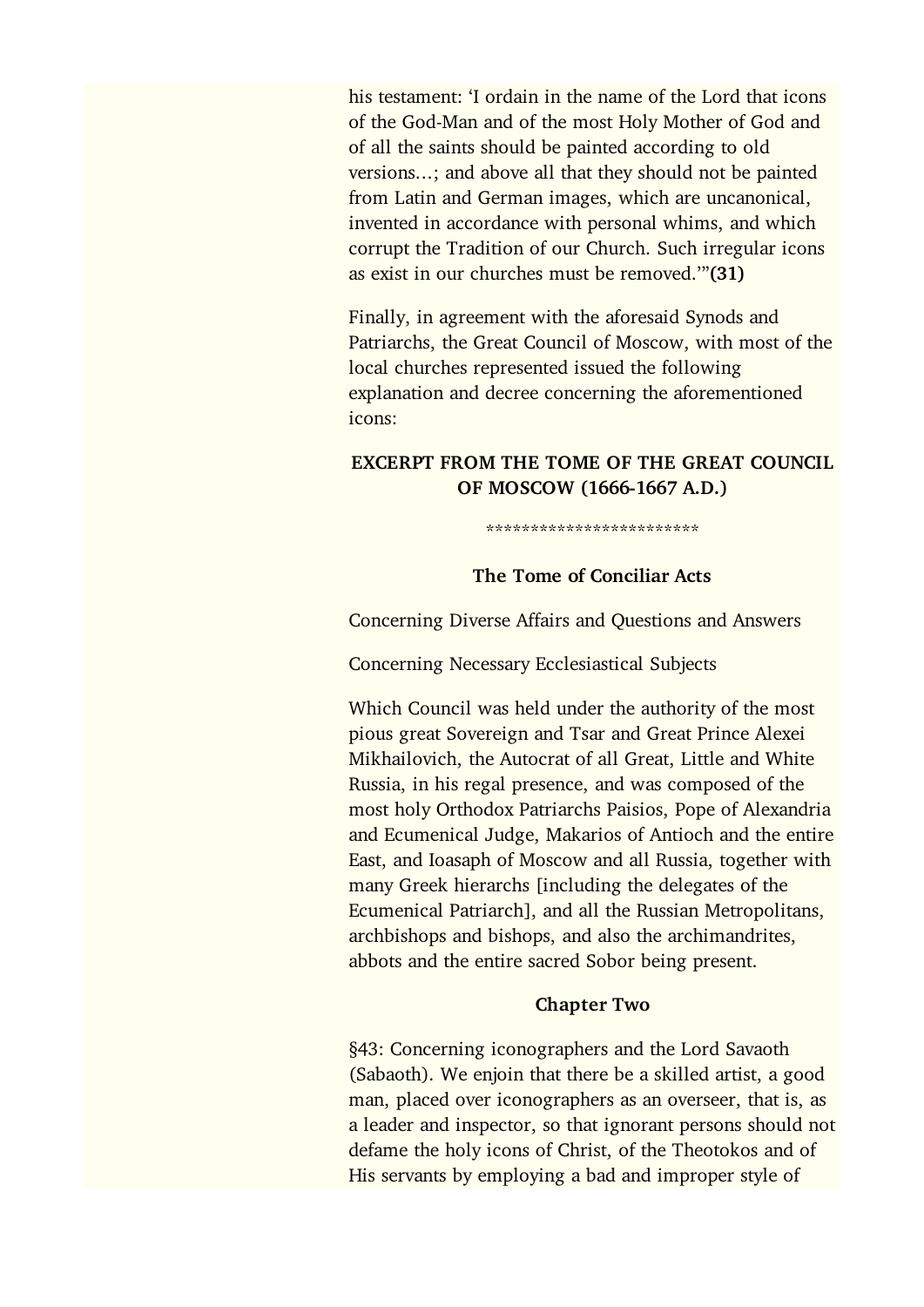his testament: 'I ordain in the name of the Lord that icons of the God-Man and of the most Holy Mother of God and of all the saints should be painted according to old versions...; and above all that they should not be painted from Latin and German images, which are uncanonical, invented in accordance with personal whims, and which corrupt the Tradition of our Church. Such irregular icons as exist in our churches must be removed.'"**(31)**

Finally, in agreement with the aforesaid Synods and Patriarchs, the Great Council of Moscow, with most of the local churches represented issued the following explanation and decree concerning the aforementioned icons:

**EXCERPT FROM THE TOME OF THE GREAT COUNCIL OF MOSCOW (1666-1667 A.D.)**

************************

**The Tome of Conciliar Acts**

Concerning Diverse Affairs and Questions and Answers

Concerning Necessary Ecclesiastical Subjects

Which Council was held under the authority of the most pious great Sovereign and Tsar and Great Prince Alexei Mikhailovich, the Autocrat of all Great, Little and White Russia, in his regal presence, and was composed of the most holy Orthodox Patriarchs Paisios, Pope of Alexandria and Ecumenical Judge, Makarios of Antioch and the entire East, and Ioasaph of Moscow and all Russia, together with many Greek hierarchs [including the delegates of the Ecumenical Patriarch], and all the Russian Metropolitans, archbishops and bishops, and also the archimandrites, abbots and the entire sacred Sobor being present.

**Chapter Two**

§43: Concerning iconographers and the Lord Savaoth (Sabaoth). We enjoin that there be a skilled artist, a good man, placed over iconographers as an overseer, that is, as a leader and inspector, so that ignorant persons should not defame the holy icons of Christ, of the Theotokos and of His servants by employing a bad and improper style of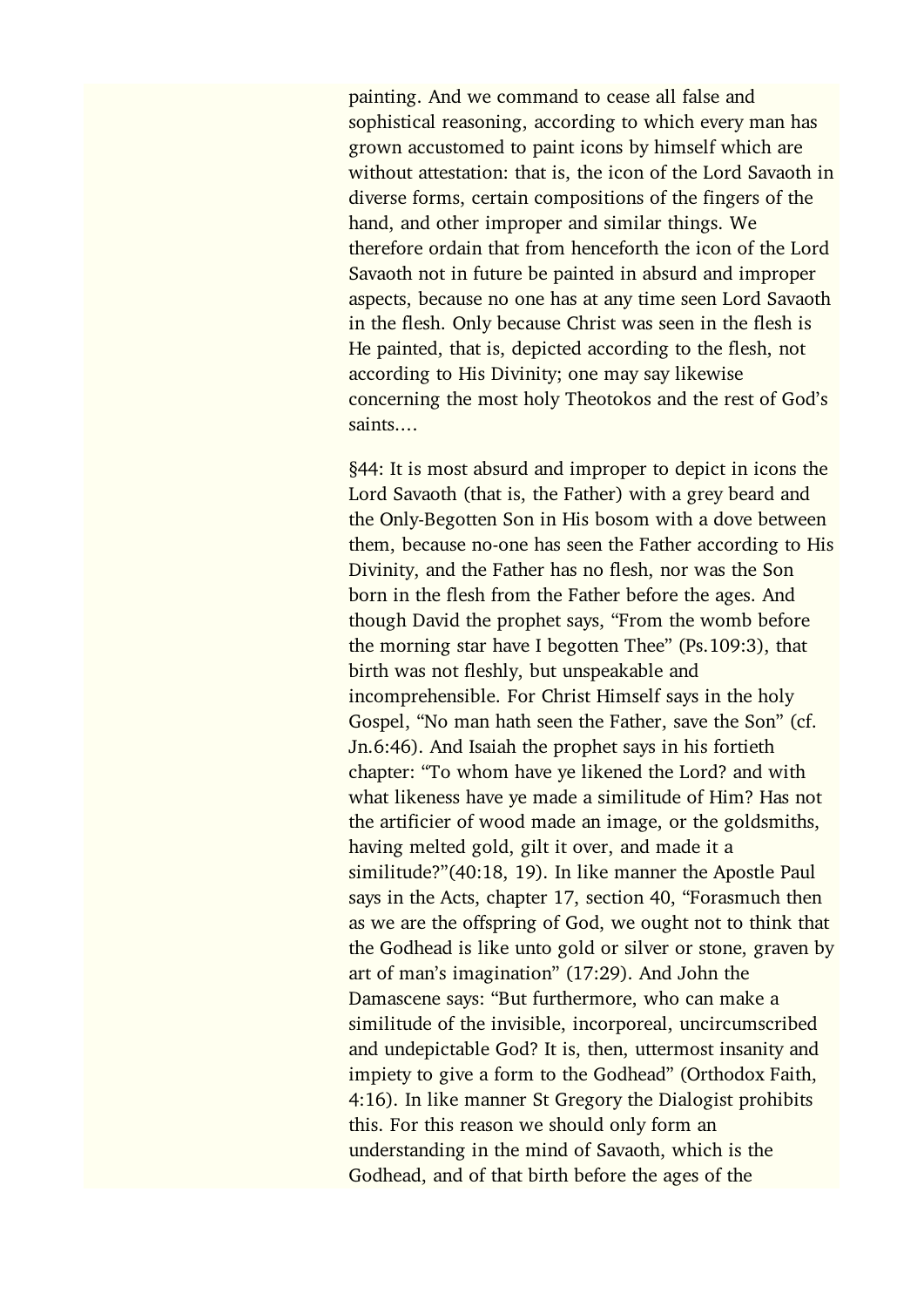painting. And we command to cease all false and sophistical reasoning, according to which every man has grown accustomed to paint icons by himself which are without attestation: that is, the icon of the Lord Savaoth in diverse forms, certain compositions of the fingers of the hand, and other improper and similar things. We therefore ordain that from henceforth the icon of the Lord Savaoth not in future be painted in absurd and improper aspects, because no one has at any time seen Lord Savaoth in the flesh. Only because Christ was seen in the flesh is He painted, that is, depicted according to the flesh, not according to His Divinity; one may say likewise concerning the most holy Theotokos and the rest of God's saints....

§44: It is most absurd and improper to depict in icons the Lord Savaoth (that is, the Father) with a grey beard and the Only-Begotten Son in His bosom with a dove between them, because no-one has seen the Father according to His Divinity, and the Father has no flesh, nor was the Son born in the flesh from the Father before the ages. And though David the prophet says, "From the womb before the morning star have I begotten Thee" (Ps.109:3), that birth was not fleshly, but unspeakable and incomprehensible. For Christ Himself says in the holy Gospel, "No man hath seen the Father, save the Son" (cf. Jn.6:46). And Isaiah the prophet says in his fortieth chapter: "To whom have ye likened the Lord? and with what likeness have ye made a similitude of Him? Has not the artificier of wood made an image, or the goldsmiths, having melted gold, gilt it over, and made it a similitude?"(40:18, 19). In like manner the Apostle Paul says in the Acts, chapter 17, section 40, "Forasmuch then as we are the offspring of God, we ought not to think that the Godhead is like unto gold or silver or stone, graven by art of man's imagination" (17:29). And John the Damascene says: "But furthermore, who can make a similitude of the invisible, incorporeal, uncircumscribed and undepictable God? It is, then, uttermost insanity and impiety to give a form to the Godhead" (Orthodox Faith, 4:16). In like manner St Gregory the Dialogist prohibits this. For this reason we should only form an understanding in the mind of Savaoth, which is the Godhead, and of that birth before the ages of the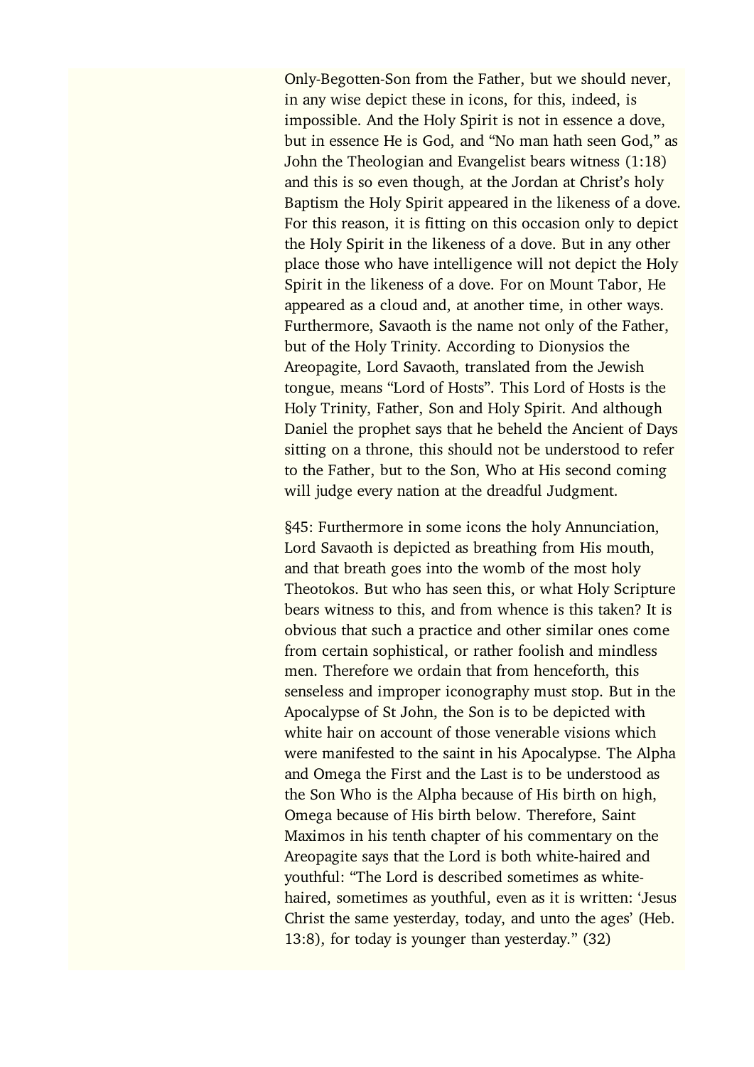Only-Begotten-Son from the Father, but we should never, in any wise depict these in icons, for this, indeed, is impossible. And the Holy Spirit is not in essence a dove, but in essence He is God, and "No man hath seen God," as John the Theologian and Evangelist bears witness (1:18) and this is so even though, at the Jordan at Christ's holy Baptism the Holy Spirit appeared in the likeness of a dove. For this reason, it is fitting on this occasion only to depict the Holy Spirit in the likeness of a dove. But in any other place those who have intelligence will not depict the Holy Spirit in the likeness of a dove. For on Mount Tabor, He appeared as a cloud and, at another time, in other ways. Furthermore, Savaoth is the name not only of the Father, but of the Holy Trinity. According to Dionysios the Areopagite, Lord Savaoth, translated from the Jewish tongue, means "Lord of Hosts". This Lord of Hosts is the Holy Trinity, Father, Son and Holy Spirit. And although Daniel the prophet says that he beheld the Ancient of Days sitting on a throne, this should not be understood to refer to the Father, but to the Son, Who at His second coming will judge every nation at the dreadful Judgment.

§45: Furthermore in some icons the holy Annunciation, Lord Savaoth is depicted as breathing from His mouth, and that breath goes into the womb of the most holy Theotokos. But who has seen this, or what Holy Scripture bears witness to this, and from whence is this taken? It is obvious that such a practice and other similar ones come from certain sophistical, or rather foolish and mindless men. Therefore we ordain that from henceforth, this senseless and improper iconography must stop. But in the Apocalypse of St John, the Son is to be depicted with white hair on account of those venerable visions which were manifested to the saint in his Apocalypse. The Alpha and Omega the First and the Last is to be understood as the Son Who is the Alpha because of His birth on high, Omega because of His birth below. Therefore, Saint Maximos in his tenth chapter of his commentary on the Areopagite says that the Lord is both white-haired and youthful: "The Lord is described sometimes as white-haired, sometimes as youthful, even as it is written: 'Jesus Christ the same yesterday, today, and unto the ages' (Heb. 13:8), for today is younger than yesterday." (32)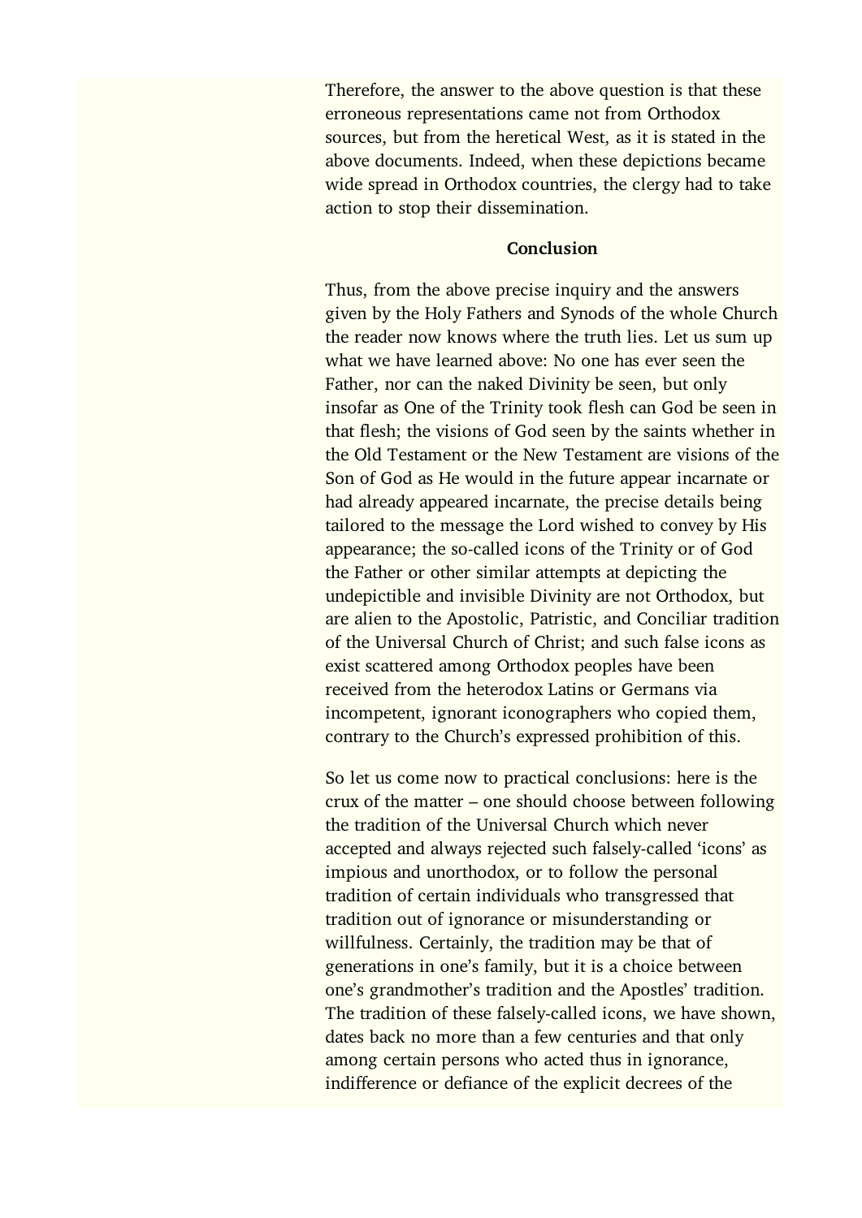Therefore, the answer to the above question is that these erroneous representations came not from Orthodox sources, but from the heretical West, as it is stated in the above documents. Indeed, when these depictions became wide spread in Orthodox countries, the clergy had to take action to stop their dissemination.

**Conclusion**

Thus, from the above precise inquiry and the answers given by the Holy Fathers and Synods of the whole Church the reader now knows where the truth lies. Let us sum up what we have learned above: No one has ever seen the Father, nor can the naked Divinity be seen, but only insofar as One of the Trinity took flesh can God be seen in that flesh; the visions of God seen by the saints whether in the Old Testament or the New Testament are visions of the Son of God as He would in the future appear incarnate or had already appeared incarnate, the precise details being tailored to the message the Lord wished to convey by His appearance; the so-called icons of the Trinity or of God the Father or other similar attempts at depicting the undepictible and invisible Divinity are not Orthodox, but are alien to the Apostolic, Patristic, and Conciliar tradition of the Universal Church of Christ; and such false icons as exist scattered among Orthodox peoples have been received from the heterodox Latins or Germans via incompetent, ignorant iconographers who copied them, contrary to the Church's expressed prohibition of this.

So let us come now to practical conclusions: here is the crux of the matter – one should choose between following the tradition of the Universal Church which never accepted and always rejected such falsely-called 'icons' as impious and unorthodox, or to follow the personal tradition of certain individuals who transgressed that tradition out of ignorance or misunderstanding or willfulness. Certainly, the tradition may be that of generations in one's family, but it is a choice between one's grandmother's tradition and the Apostles' tradition. The tradition of these falsely-called icons, we have shown, dates back no more than a few centuries and that only among certain persons who acted thus in ignorance, indifference or defiance of the explicit decrees of the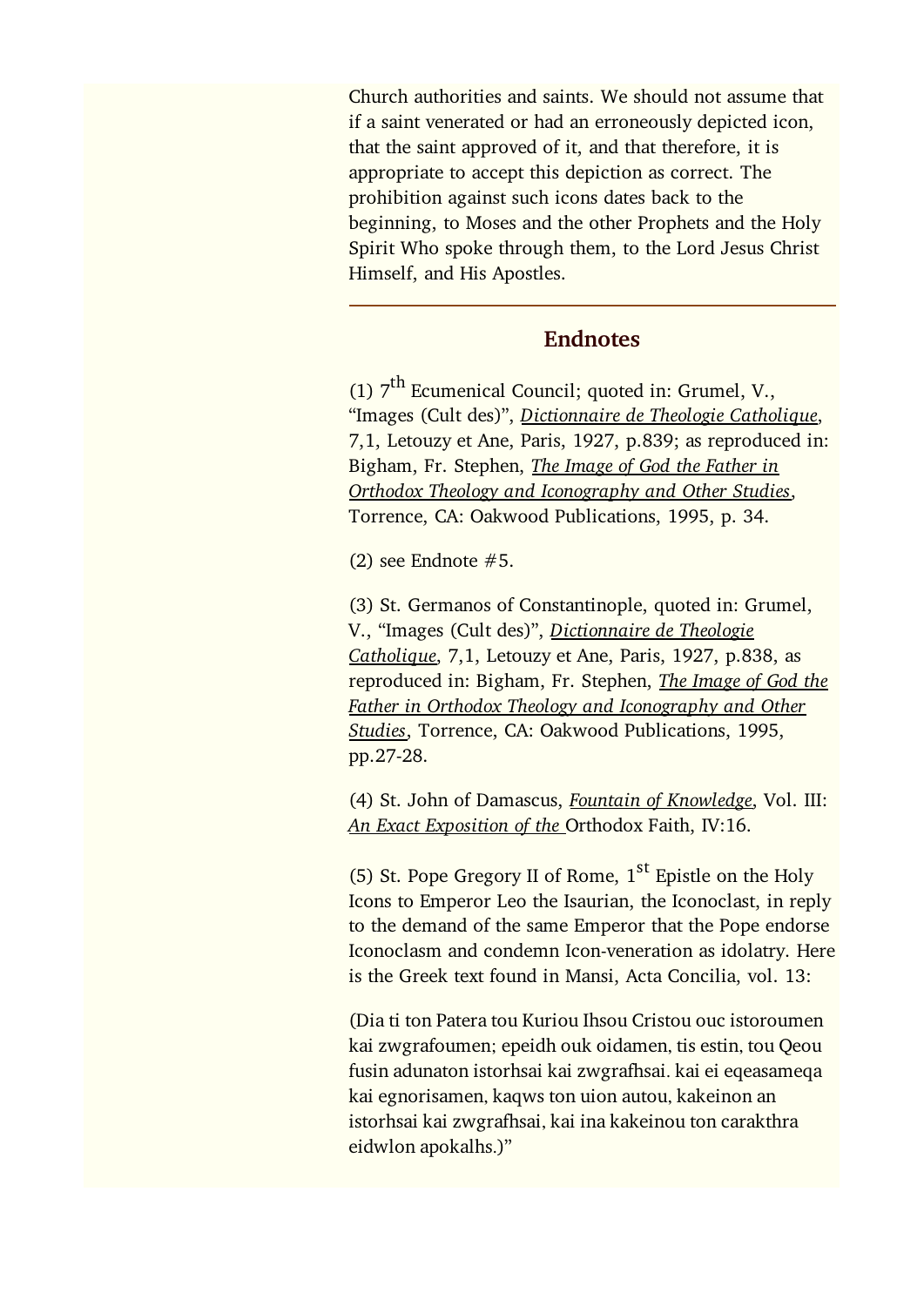Church authorities and saints. We should not assume that if a saint venerated or had an erroneously depicted icon, that the saint approved of it, and that therefore, it is appropriate to accept this depiction as correct. The prohibition against such icons dates back to the beginning, to Moses and the other Prophets and the Holy Spirit Who spoke through them, to the Lord Jesus Christ Himself, and His Apostles.

---

## Endnotes

(1) 7th Ecumenical Council; quoted in: Grumel, V., "Images (Cult des)", *Dictionnaire de Theologie Catholique*, 7,1, Letouzy et Ane, Paris, 1927, p.839; as reproduced in: Bigham, Fr. Stephen, *The Image of God the Father in Orthodox Theology and Iconography and Other Studies*, Torrence, CA: Oakwood Publications, 1995, p. 34.

(2) see Endnote #5.

(3) St. Germanos of Constantinople, quoted in: Grumel, V., "Images (Cult des)", *Dictionnaire de Theologie Catholique*, 7,1, Letouzy et Ane, Paris, 1927, p.838, as reproduced in: Bigham, Fr. Stephen, *The Image of God the Father in Orthodox Theology and Iconography and Other Studies*, Torrence, CA: Oakwood Publications, 1995, pp.27-28.

(4) St. John of Damascus, *Fountain of Knowledge*, Vol. III: *An Exact Exposition of the* Orthodox Faith, IV:16.

(5) St. Pope Gregory II of Rome, 1st Epistle on the Holy Icons to Emperor Leo the Isaurian, the Iconoclast, in reply to the demand of the same Emperor that the Pope endorse Iconoclasm and condemn Icon-veneration as idolatry. Here is the Greek text found in Mansi, Acta Concilia, vol. 13:

(Dia ti ton Patera tou Kuriou Ihsou Cristou ouc istoroumen kai zwgrafoumen; epeidh ouk oidamen, tis estin, tou Qeou fusin adunaton istorhsai kai zwgrafhsai. kai ei eqeasameqa kai egnorisamen, kaqws ton uion autou, kakeinon an istorhsai kai zwgrafhsai, kai ina kakeinou ton carakthra eidwlon apokalhs.)"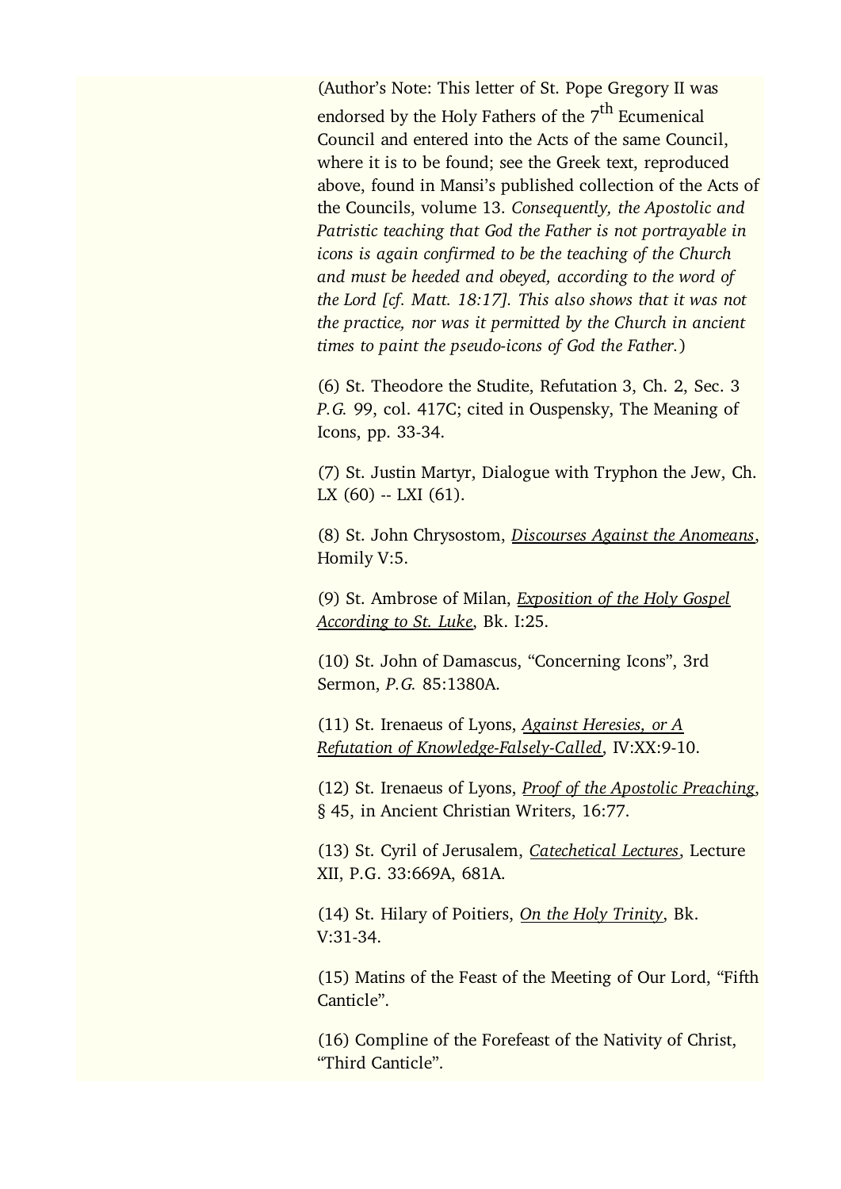(Author's Note: This letter of St. Pope Gregory II was endorsed by the Holy Fathers of the 7th Ecumenical Council and entered into the Acts of the same Council, where it is to be found; see the Greek text, reproduced above, found in Mansi's published collection of the Acts of the Councils, volume 13. *Consequently, the Apostolic and Patristic teaching that God the Father is not portrayable in icons is again confirmed to be the teaching of the Church and must be heeded and obeyed, according to the word of the Lord [cf. Matt. 18:17]. This also shows that it was not the practice, nor was it permitted by the Church in ancient times to paint the pseudo-icons of God the Father.*)

(6) St. Theodore the Studite, Refutation 3, Ch. 2, Sec. 3 *P.G.* 99, col. 417C; cited in Ouspensky, The Meaning of Icons, pp. 33-34.

(7) St. Justin Martyr, Dialogue with Tryphon the Jew, Ch. LX (60) -- LXI (61).

(8) St. John Chrysostom, *Discourses Against the Anomeans*, Homily V:5.

(9) St. Ambrose of Milan, *Exposition of the Holy Gospel According to St. Luke*, Bk. I:25.

(10) St. John of Damascus, "Concerning Icons", 3rd Sermon, *P.G.* 85:1380A.

(11) St. Irenaeus of Lyons, *Against Heresies, or A Refutation of Knowledge-Falsely-Called*, IV:XX:9-10.

(12) St. Irenaeus of Lyons, *Proof of the Apostolic Preaching*, § 45, in Ancient Christian Writers, 16:77.

(13) St. Cyril of Jerusalem, *Catechetical Lectures*, Lecture XII, P.G. 33:669A, 681A.

(14) St. Hilary of Poitiers, *On the Holy Trinity*, Bk. V:31-34.

(15) Matins of the Feast of the Meeting of Our Lord, "Fifth Canticle".

(16) Compline of the Forefeast of the Nativity of Christ, "Third Canticle".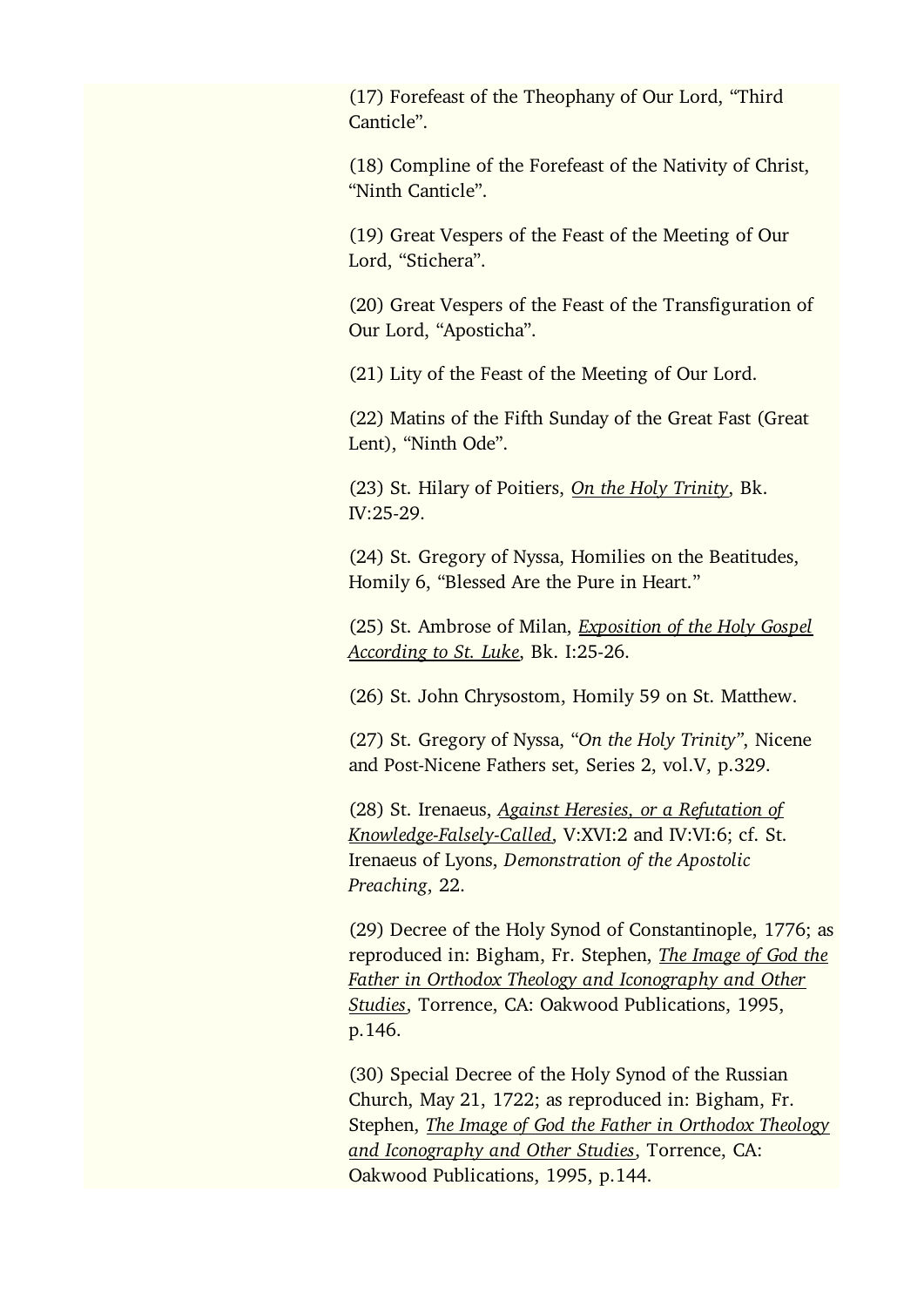(17) Forefeast of the Theophany of Our Lord, “Third Canticle”.

(18) Compline of the Forefeast of the Nativity of Christ, “Ninth Canticle”.

(19) Great Vespers of the Feast of the Meeting of Our Lord, “Stichera”.

(20) Great Vespers of the Feast of the Transfiguration of Our Lord, “Aposticha”.

(21) Lity of the Feast of the Meeting of Our Lord.

(22) Matins of the Fifth Sunday of the Great Fast (Great Lent), “Ninth Ode”.

(23) St. Hilary of Poitiers, *On the Holy Trinity*, Bk. IV:25-29.

(24) St. Gregory of Nyssa, Homilies on the Beatitudes, Homily 6, “Blessed Are the Pure in Heart.”

(25) St. Ambrose of Milan, *Exposition of the Holy Gospel According to St. Luke*, Bk. I:25-26.

(26) St. John Chrysostom, Homily 59 on St. Matthew.

(27) St. Gregory of Nyssa, “*On the Holy Trinity*”, Nicene and Post-Nicene Fathers set, Series 2, vol.V, p.329.

(28) St. Irenaeus, *Against Heresies, or a Refutation of Knowledge-Falsely-Called*, V:XVI:2 and IV:VI:6; cf. St. Irenaeus of Lyons, *Demonstration of the Apostolic Preaching*, 22.

(29) Decree of the Holy Synod of Constantinople, 1776; as reproduced in: Bigham, Fr. Stephen, *The Image of God the Father in Orthodox Theology and Iconography and Other Studies*, Torrence, CA: Oakwood Publications, 1995, p.146.

(30) Special Decree of the Holy Synod of the Russian Church, May 21, 1722; as reproduced in: Bigham, Fr. Stephen, *The Image of God the Father in Orthodox Theology and Iconography and Other Studies*, Torrence, CA: Oakwood Publications, 1995, p.144.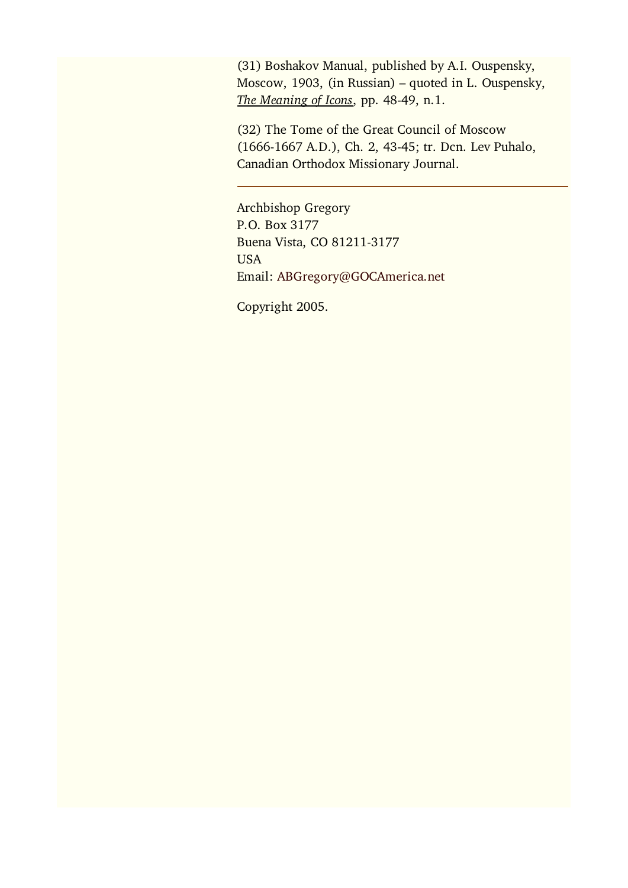(31) Boshakov Manual, published by A.I. Ouspensky, Moscow, 1903, (in Russian) – quoted in L. Ouspensky, *The Meaning of Icons*, pp. 48-49, n.1.

(32) The Tome of the Great Council of Moscow (1666-1667 A.D.), Ch. 2, 43-45; tr. Dcn. Lev Puhalo, Canadian Orthodox Missionary Journal.

---

Archbishop Gregory
P.O. Box 3177
Buena Vista, CO 81211-3177
USA
Email: ABGregory@GOCAmerica.net

Copyright 2005.